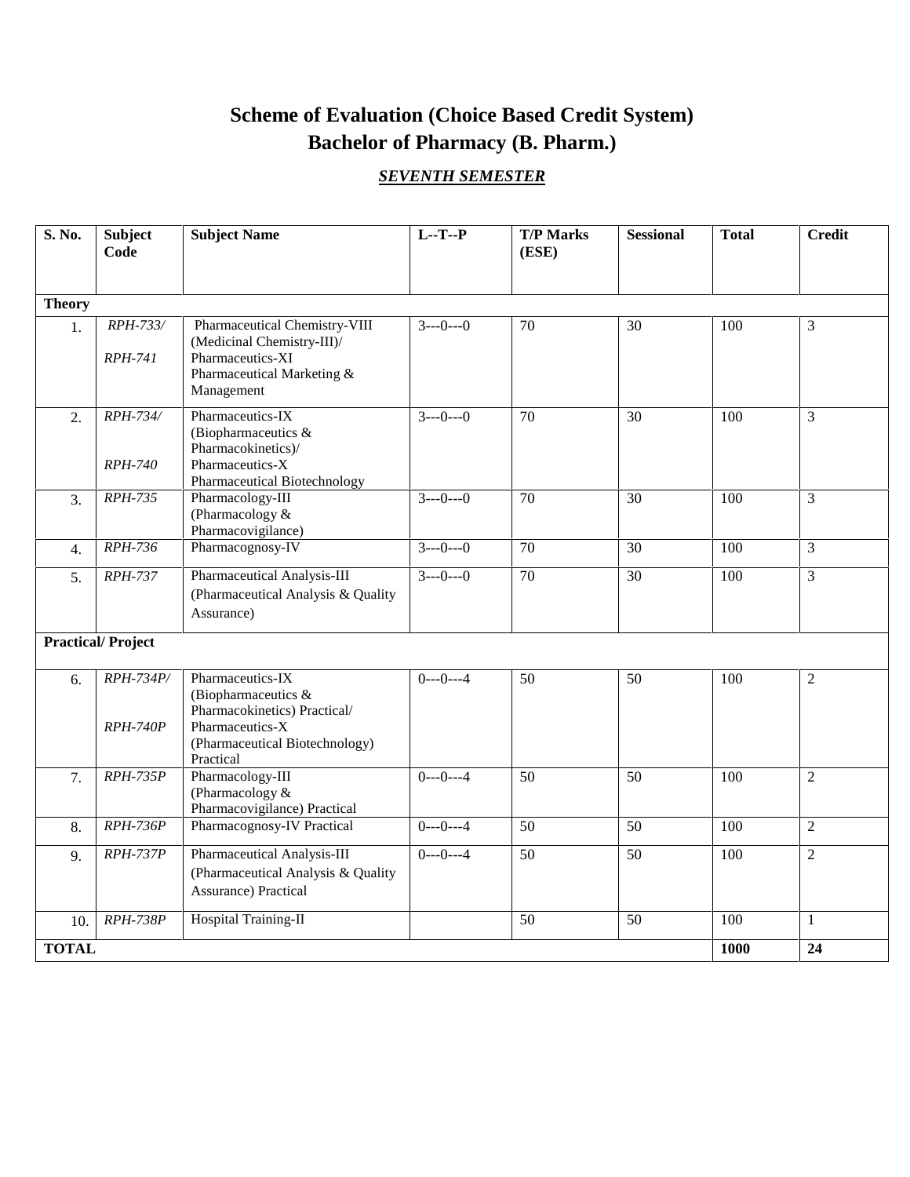# Scheme of Evaluation (Choice Based Credit System)
# Bachelor of Pharmacy (B. Pharm.)

## *SEVENTH SEMESTER*

| S. No. | Subject Code | Subject Name | L--T--P | T/P Marks (ESE) | Sessional | Total | Credit |
|---|---|---|---|---|---|---|---|
| **Theory** | | | | | | | |
| 1. | *RPH-733/* *RPH-741* | Pharmaceutical Chemistry-VIII (Medicinal Chemistry-III)/ Pharmaceutics-XI Pharmaceutical Marketing & Management | 3---0---0 | 70 | 30 | 100 | 3 |
| 2. | *RPH-734/* *RPH-740* | Pharmaceutics-IX (Biopharmaceutics & Pharmacokinetics)/ Pharmaceutics-X Pharmaceutical Biotechnology | 3---0---0 | 70 | 30 | 100 | 3 |
| 3. | *RPH-735* | Pharmacology-III (Pharmacology & Pharmacovigilance) | 3---0---0 | 70 | 30 | 100 | 3 |
| 4. | *RPH-736* | Pharmacognosy-IV | 3---0---0 | 70 | 30 | 100 | 3 |
| 5. | *RPH-737* | Pharmaceutical Analysis-III (Pharmaceutical Analysis & Quality Assurance) | 3---0---0 | 70 | 30 | 100 | 3 |
| **Practical/ Project** | | | | | | | |
| 6. | *RPH-734P/* *RPH-740P* | Pharmaceutics-IX (Biopharmaceutics & Pharmacokinetics) Practical/ Pharmaceutics-X (Pharmaceutical Biotechnology) Practical | 0---0---4 | 50 | 50 | 100 | 2 |
| 7. | *RPH-735P* | Pharmacology-III (Pharmacology & Pharmacovigilance) Practical | 0---0---4 | 50 | 50 | 100 | 2 |
| 8. | *RPH-736P* | Pharmacognosy-IV Practical | 0---0---4 | 50 | 50 | 100 | 2 |
| 9. | *RPH-737P* | Pharmaceutical Analysis-III (Pharmaceutical Analysis & Quality Assurance) Practical | 0---0---4 | 50 | 50 | 100 | 2 |
| 10. | *RPH-738P* | Hospital Training-II | | 50 | 50 | 100 | 1 |
| **TOTAL** | | | | | | **1000** | **24** |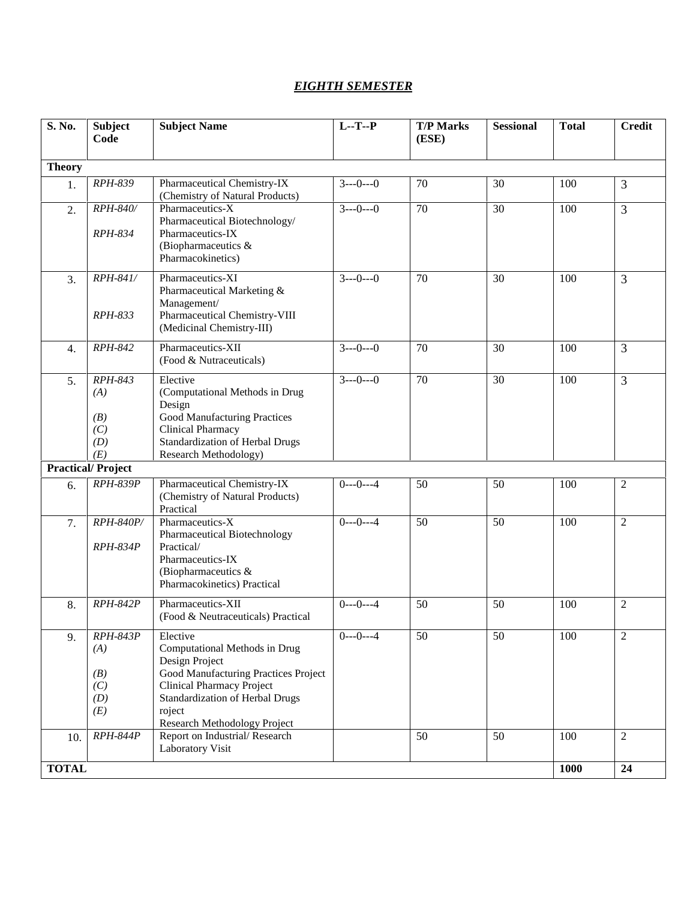## *EIGHTH SEMESTER*

| S. No. | Subject Code | Subject Name | L--T--P | T/P Marks (ESE) | Sessional | Total | Credit |
|---|---|---|---|---|---|---|---|
| **Theory** | | | | | | | |
| 1. | *RPH-839* | Pharmaceutical Chemistry-IX (Chemistry of Natural Products) | 3---0---0 | 70 | 30 | 100 | 3 |
| 2. | *RPH-840/* *RPH-834* | Pharmaceutics-X Pharmaceutical Biotechnology/ Pharmaceutics-IX (Biopharmaceutics & Pharmacokinetics) | 3---0---0 | 70 | 30 | 100 | 3 |
| 3. | *RPH-841/* *RPH-833* | Pharmaceutics-XI Pharmaceutical Marketing & Management/ Pharmaceutical Chemistry-VIII (Medicinal Chemistry-III) | 3---0---0 | 70 | 30 | 100 | 3 |
| 4. | *RPH-842* | Pharmaceutics-XII (Food & Nutraceuticals) | 3---0---0 | 70 | 30 | 100 | 3 |
| 5. | *RPH-843* *(A)* *(B)* *(C)* *(D)* *(E)* | Elective (Computational Methods in Drug Design Good Manufacturing Practices Clinical Pharmacy Standardization of Herbal Drugs Research Methodology) | 3---0---0 | 70 | 30 | 100 | 3 |
| **Practical/ Project** | | | | | | | |
| 6. | *RPH-839P* | Pharmaceutical Chemistry-IX (Chemistry of Natural Products) Practical | 0---0---4 | 50 | 50 | 100 | 2 |
| 7. | *RPH-840P/* *RPH-834P* | Pharmaceutics-X Pharmaceutical Biotechnology Practical/ Pharmaceutics-IX (Biopharmaceutics & Pharmacokinetics) Practical | 0---0---4 | 50 | 50 | 100 | 2 |
| 8. | *RPH-842P* | Pharmaceutics-XII (Food & Neutraceuticals) Practical | 0---0---4 | 50 | 50 | 100 | 2 |
| 9. | *RPH-843P* *(A)* *(B)* *(C)* *(D)* *(E)* | Elective Computational Methods in Drug Design Project Good Manufacturing Practices Project Clinical Pharmacy Project Standardization of Herbal Drugs roject Research Methodology Project | 0---0---4 | 50 | 50 | 100 | 2 |
| 10. | *RPH-844P* | Report on Industrial/ Research Laboratory Visit | | 50 | 50 | 100 | 2 |
| **TOTAL** | | | | | | **1000** | **24** |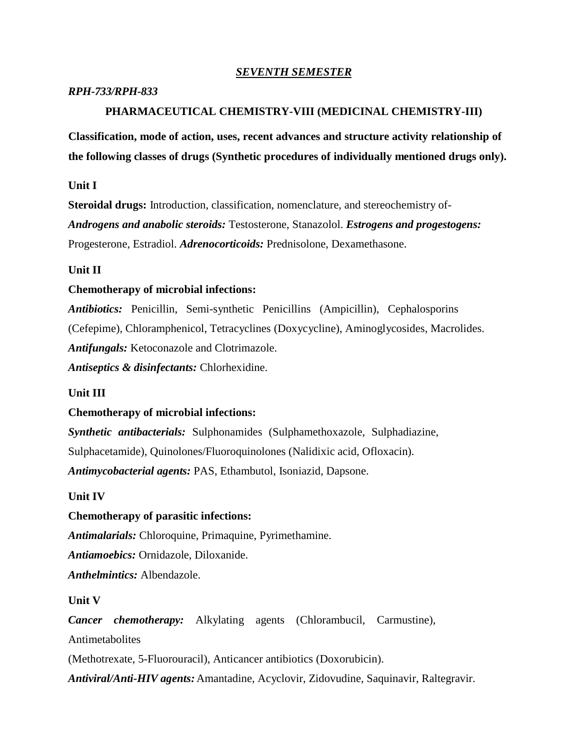## *SEVENTH SEMESTER*

***RPH-733/RPH-833***

### PHARMACEUTICAL CHEMISTRY-VIII (MEDICINAL CHEMISTRY-III)

**Classification, mode of action, uses, recent advances and structure activity relationship of the following classes of drugs (Synthetic procedures of individually mentioned drugs only).**

**Unit I**

**Steroidal drugs:** Introduction, classification, nomenclature, and stereochemistry of-
***Androgens and anabolic steroids:*** Testosterone, Stanazolol. ***Estrogens and progestogens:*** Progesterone, Estradiol. ***Adrenocorticoids:*** Prednisolone, Dexamethasone.

**Unit II**

**Chemotherapy of microbial infections:**

***Antibiotics:*** Penicillin, Semi-synthetic Penicillins (Ampicillin), Cephalosporins (Cefepime), Chloramphenicol, Tetracyclines (Doxycycline), Aminoglycosides, Macrolides.
***Antifungals:*** Ketoconazole and Clotrimazole.
***Antiseptics & disinfectants:*** Chlorhexidine.

**Unit III**

**Chemotherapy of microbial infections:**

***Synthetic antibacterials:*** Sulphonamides (Sulphamethoxazole, Sulphadiazine, Sulphacetamide), Quinolones/Fluoroquinolones (Nalidixic acid, Ofloxacin).
***Antimycobacterial agents:*** PAS, Ethambutol, Isoniazid, Dapsone.

**Unit IV**

**Chemotherapy of parasitic infections:**

***Antimalarials:*** Chloroquine, Primaquine, Pyrimethamine.
***Antiamoebics:*** Ornidazole, Diloxanide.
***Anthelmintics:*** Albendazole.

**Unit V**

***Cancer chemotherapy:*** Alkylating agents (Chlorambucil, Carmustine), Antimetabolites
(Methotrexate, 5-Fluorouracil), Anticancer antibiotics (Doxorubicin).
***Antiviral/Anti-HIV agents:*** Amantadine, Acyclovir, Zidovudine, Saquinavir, Raltegravir.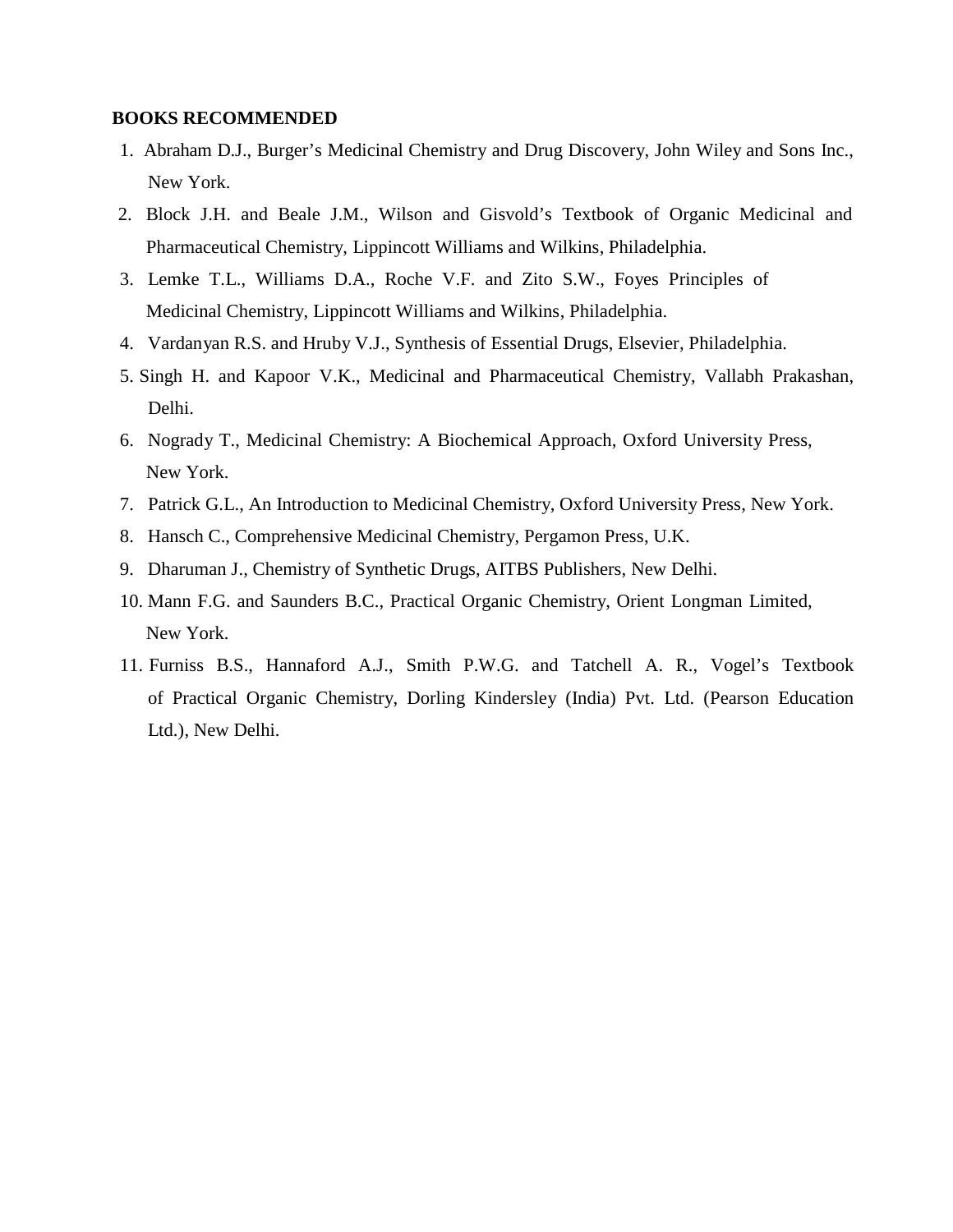**BOOKS RECOMMENDED**

1. Abraham D.J., Burger's Medicinal Chemistry and Drug Discovery, John Wiley and Sons Inc., New York.
2. Block J.H. and Beale J.M., Wilson and Gisvold's Textbook of Organic Medicinal and Pharmaceutical Chemistry, Lippincott Williams and Wilkins, Philadelphia.
3. Lemke T.L., Williams D.A., Roche V.F. and Zito S.W., Foyes Principles of Medicinal Chemistry, Lippincott Williams and Wilkins, Philadelphia.
4. Vardanyan R.S. and Hruby V.J., Synthesis of Essential Drugs, Elsevier, Philadelphia.
5. Singh H. and Kapoor V.K., Medicinal and Pharmaceutical Chemistry, Vallabh Prakashan, Delhi.
6. Nogrady T., Medicinal Chemistry: A Biochemical Approach, Oxford University Press, New York.
7. Patrick G.L., An Introduction to Medicinal Chemistry, Oxford University Press, New York.
8. Hansch C., Comprehensive Medicinal Chemistry, Pergamon Press, U.K.
9. Dharuman J., Chemistry of Synthetic Drugs, AITBS Publishers, New Delhi.
10. Mann F.G. and Saunders B.C., Practical Organic Chemistry, Orient Longman Limited, New York.
11. Furniss B.S., Hannaford A.J., Smith P.W.G. and Tatchell A. R., Vogel's Textbook of Practical Organic Chemistry, Dorling Kindersley (India) Pvt. Ltd. (Pearson Education Ltd.), New Delhi.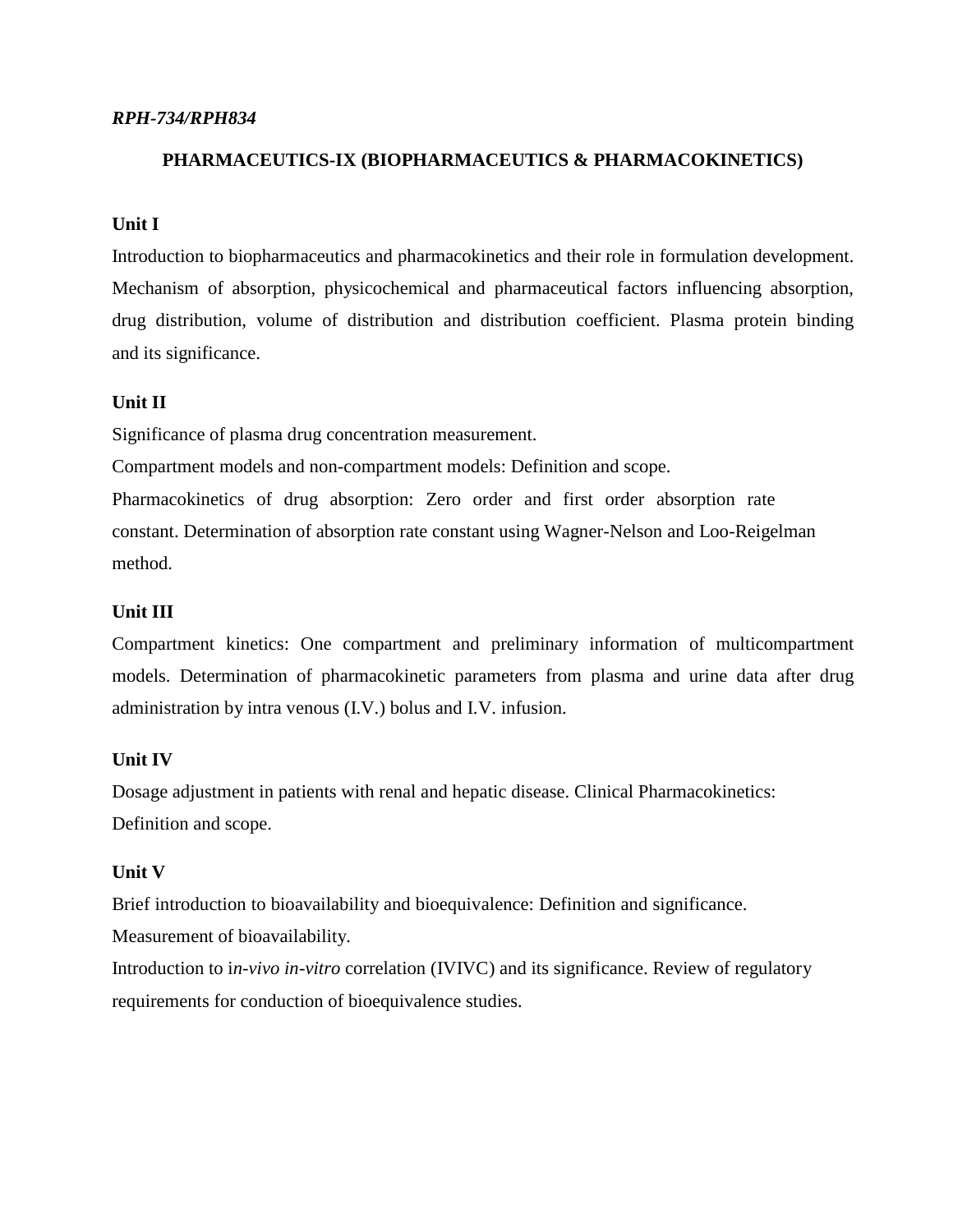*RPH-734/RPH834*

## PHARMACEUTICS-IX (BIOPHARMACEUTICS & PHARMACOKINETICS)

**Unit I**

Introduction to biopharmaceutics and pharmacokinetics and their role in formulation development. Mechanism of absorption, physicochemical and pharmaceutical factors influencing absorption, drug distribution, volume of distribution and distribution coefficient. Plasma protein binding and its significance.

**Unit II**

Significance of plasma drug concentration measurement.

Compartment models and non-compartment models: Definition and scope.

Pharmacokinetics of drug absorption: Zero order and first order absorption rate constant. Determination of absorption rate constant using Wagner-Nelson and Loo-Reigelman method.

**Unit III**

Compartment kinetics: One compartment and preliminary information of multicompartment models. Determination of pharmacokinetic parameters from plasma and urine data after drug administration by intra venous (I.V.) bolus and I.V. infusion.

**Unit IV**

Dosage adjustment in patients with renal and hepatic disease. Clinical Pharmacokinetics: Definition and scope.

**Unit V**

Brief introduction to bioavailability and bioequivalence: Definition and significance.

Measurement of bioavailability.

Introduction to i*n-vivo in-vitro* correlation (IVIVC) and its significance. Review of regulatory requirements for conduction of bioequivalence studies.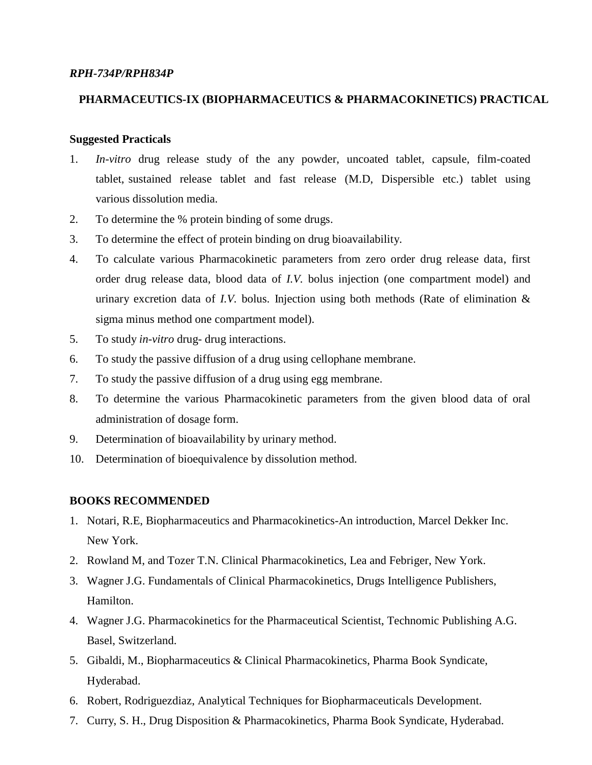*RPH-734P/RPH834P*

## PHARMACEUTICS-IX (BIOPHARMACEUTICS & PHARMACOKINETICS) PRACTICAL

**Suggested Practicals**

1. *In-vitro* drug release study of the any powder, uncoated tablet, capsule, film-coated tablet, sustained release tablet and fast release (M.D, Dispersible etc.) tablet using various dissolution media.
2. To determine the % protein binding of some drugs.
3. To determine the effect of protein binding on drug bioavailability.
4. To calculate various Pharmacokinetic parameters from zero order drug release data, first order drug release data, blood data of *I.V.* bolus injection (one compartment model) and urinary excretion data of *I.V.* bolus. Injection using both methods (Rate of elimination & sigma minus method one compartment model).
5. To study *in-vitro* drug- drug interactions.
6. To study the passive diffusion of a drug using cellophane membrane.
7. To study the passive diffusion of a drug using egg membrane.
8. To determine the various Pharmacokinetic parameters from the given blood data of oral administration of dosage form.
9. Determination of bioavailability by urinary method.
10. Determination of bioequivalence by dissolution method.

**BOOKS RECOMMENDED**

1. Notari, R.E, Biopharmaceutics and Pharmacokinetics-An introduction, Marcel Dekker Inc. New York.
2. Rowland M, and Tozer T.N. Clinical Pharmacokinetics, Lea and Febriger, New York.
3. Wagner J.G. Fundamentals of Clinical Pharmacokinetics, Drugs Intelligence Publishers, Hamilton.
4. Wagner J.G. Pharmacokinetics for the Pharmaceutical Scientist, Technomic Publishing A.G. Basel, Switzerland.
5. Gibaldi, M., Biopharmaceutics & Clinical Pharmacokinetics, Pharma Book Syndicate, Hyderabad.
6. Robert, Rodriguezdiaz, Analytical Techniques for Biopharmaceuticals Development.
7. Curry, S. H., Drug Disposition & Pharmacokinetics, Pharma Book Syndicate, Hyderabad.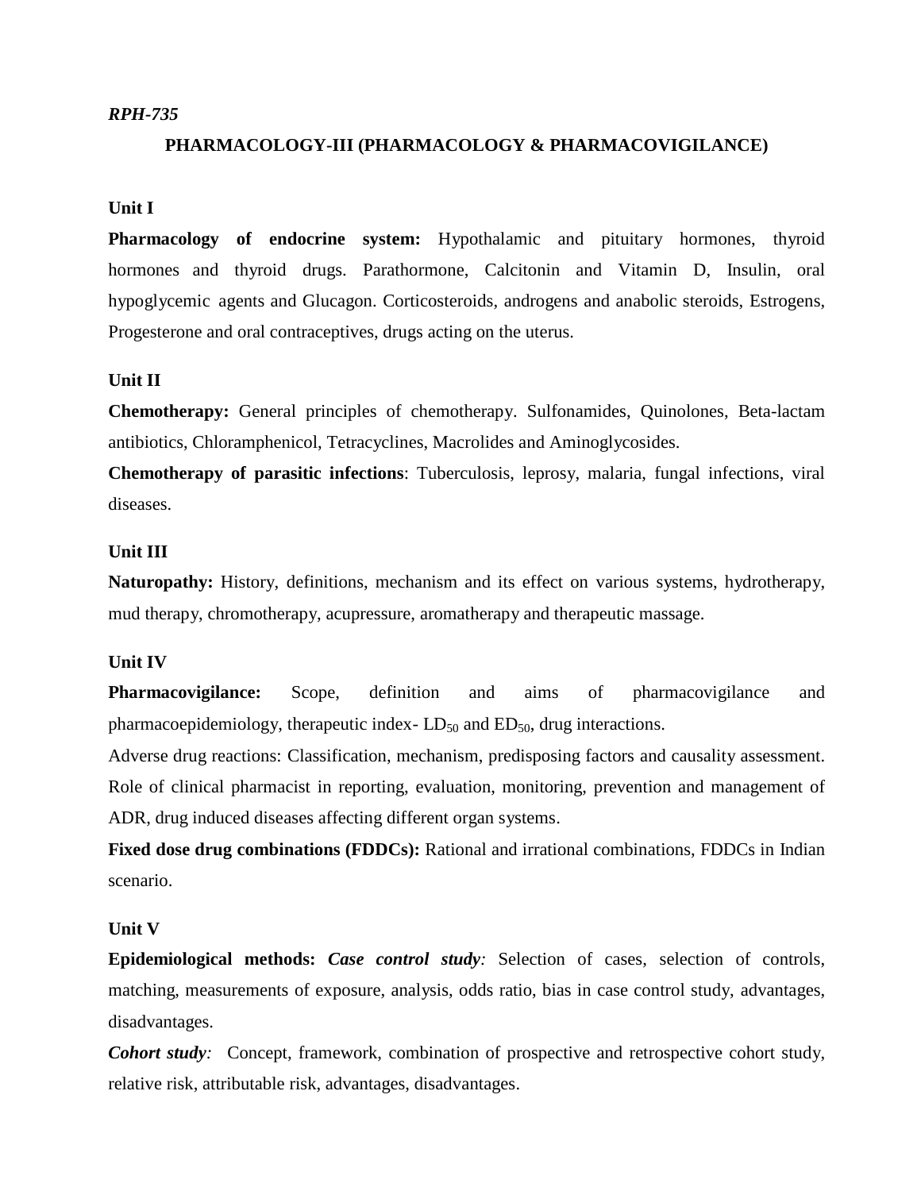*RPH-735*

## PHARMACOLOGY-III (PHARMACOLOGY & PHARMACOVIGILANCE)

### Unit I

**Pharmacology of endocrine system:** Hypothalamic and pituitary hormones, thyroid hormones and thyroid drugs. Parathormone, Calcitonin and Vitamin D, Insulin, oral hypoglycemic agents and Glucagon. Corticosteroids, androgens and anabolic steroids, Estrogens, Progesterone and oral contraceptives, drugs acting on the uterus.

### Unit II

**Chemotherapy:** General principles of chemotherapy. Sulfonamides, Quinolones, Beta-lactam antibiotics, Chloramphenicol, Tetracyclines, Macrolides and Aminoglycosides.

**Chemotherapy of parasitic infections**: Tuberculosis, leprosy, malaria, fungal infections, viral diseases.

### Unit III

**Naturopathy:** History, definitions, mechanism and its effect on various systems, hydrotherapy, mud therapy, chromotherapy, acupressure, aromatherapy and therapeutic massage.

### Unit IV

**Pharmacovigilance:** Scope, definition and aims of pharmacovigilance and pharmacoepidemiology, therapeutic index- $LD_{50}$ and $ED_{50}$, drug interactions.

Adverse drug reactions: Classification, mechanism, predisposing factors and causality assessment. Role of clinical pharmacist in reporting, evaluation, monitoring, prevention and management of ADR, drug induced diseases affecting different organ systems.

**Fixed dose drug combinations (FDDCs):** Rational and irrational combinations, FDDCs in Indian scenario.

### Unit V

**Epidemiological methods:** ***Case control study**:* Selection of cases, selection of controls, matching, measurements of exposure, analysis, odds ratio, bias in case control study, advantages, disadvantages.

***Cohort study**:* Concept, framework, combination of prospective and retrospective cohort study, relative risk, attributable risk, advantages, disadvantages.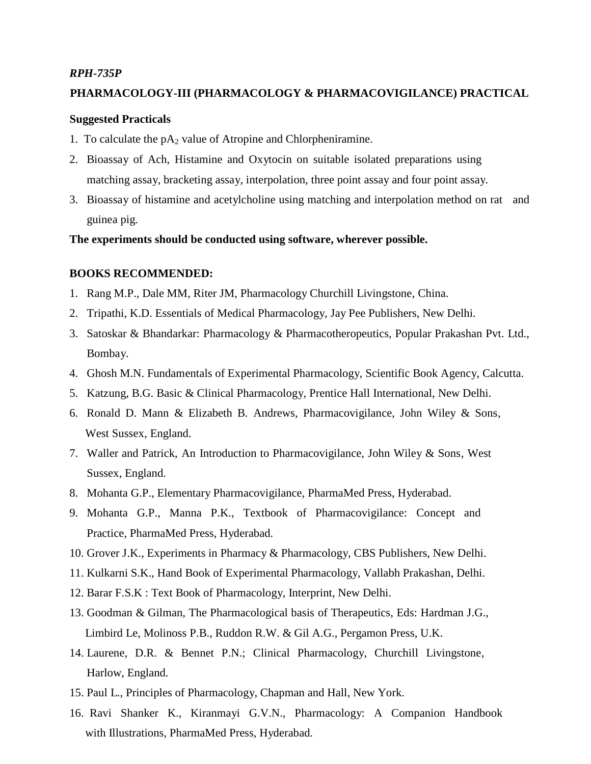*RPH-735P*

**PHARMACOLOGY-III (PHARMACOLOGY & PHARMACOVIGILANCE) PRACTICAL**

**Suggested Practicals**

1. To calculate the $pA_2$ value of Atropine and Chlorpheniramine.
2. Bioassay of Ach, Histamine and Oxytocin on suitable isolated preparations using matching assay, bracketing assay, interpolation, three point assay and four point assay.
3. Bioassay of histamine and acetylcholine using matching and interpolation method on rat and guinea pig.

**The experiments should be conducted using software, wherever possible.**

**BOOKS RECOMMENDED:**

1. Rang M.P., Dale MM, Riter JM, Pharmacology Churchill Livingstone, China.
2. Tripathi, K.D. Essentials of Medical Pharmacology, Jay Pee Publishers, New Delhi.
3. Satoskar & Bhandarkar: Pharmacology & Pharmacotheropeutics, Popular Prakashan Pvt. Ltd., Bombay.
4. Ghosh M.N. Fundamentals of Experimental Pharmacology, Scientific Book Agency, Calcutta.
5. Katzung, B.G. Basic & Clinical Pharmacology, Prentice Hall International, New Delhi.
6. Ronald D. Mann & Elizabeth B. Andrews, Pharmacovigilance, John Wiley & Sons, West Sussex, England.
7. Waller and Patrick, An Introduction to Pharmacovigilance, John Wiley & Sons, West Sussex, England.
8. Mohanta G.P., Elementary Pharmacovigilance, PharmaMed Press, Hyderabad.
9. Mohanta G.P., Manna P.K., Textbook of Pharmacovigilance: Concept and Practice, PharmaMed Press, Hyderabad.
10. Grover J.K., Experiments in Pharmacy & Pharmacology, CBS Publishers, New Delhi.
11. Kulkarni S.K., Hand Book of Experimental Pharmacology, Vallabh Prakashan, Delhi.
12. Barar F.S.K : Text Book of Pharmacology, Interprint, New Delhi.
13. Goodman & Gilman, The Pharmacological basis of Therapeutics, Eds: Hardman J.G., Limbird Le, Molinoss P.B., Ruddon R.W. & Gil A.G., Pergamon Press, U.K.
14. Laurene, D.R. & Bennet P.N.; Clinical Pharmacology, Churchill Livingstone, Harlow, England.
15. Paul L., Principles of Pharmacology, Chapman and Hall, New York.
16. Ravi Shanker K., Kiranmayi G.V.N., Pharmacology: A Companion Handbook with Illustrations, PharmaMed Press, Hyderabad.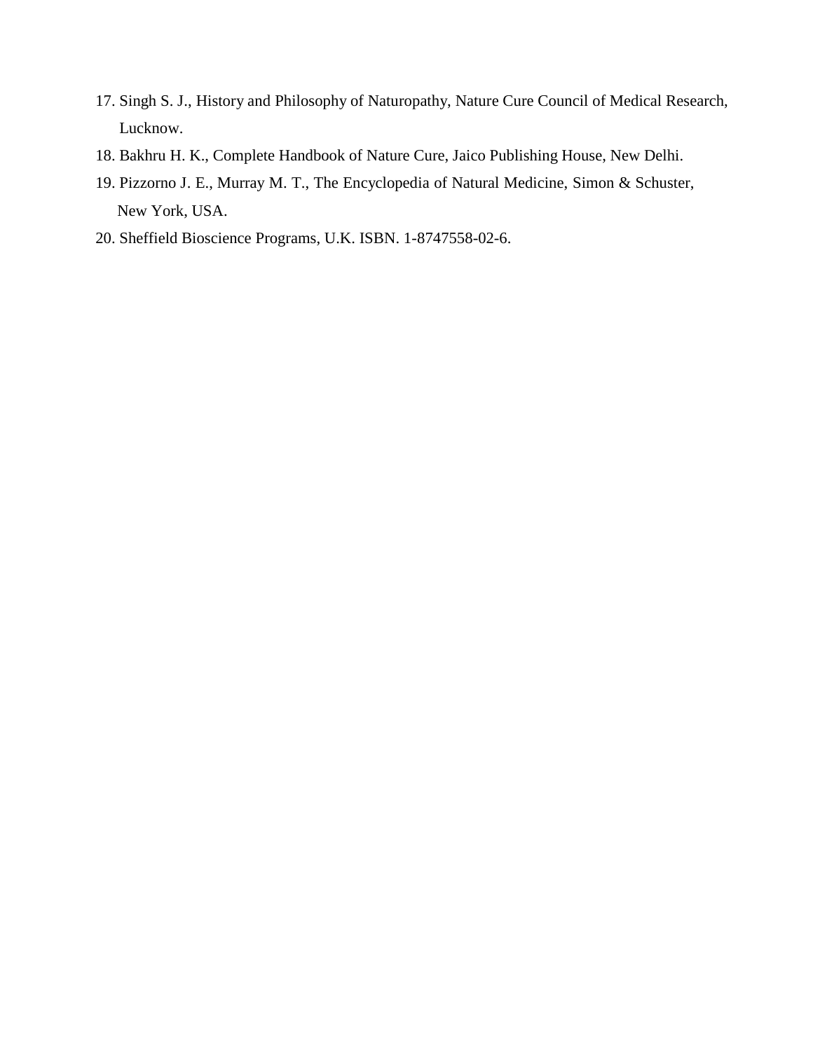17. Singh S. J., History and Philosophy of Naturopathy, Nature Cure Council of Medical Research, Lucknow.
18. Bakhru H. K., Complete Handbook of Nature Cure, Jaico Publishing House, New Delhi.
19. Pizzorno J. E., Murray M. T., The Encyclopedia of Natural Medicine, Simon & Schuster, New York, USA.
20. Sheffield Bioscience Programs, U.K. ISBN. 1-8747558-02-6.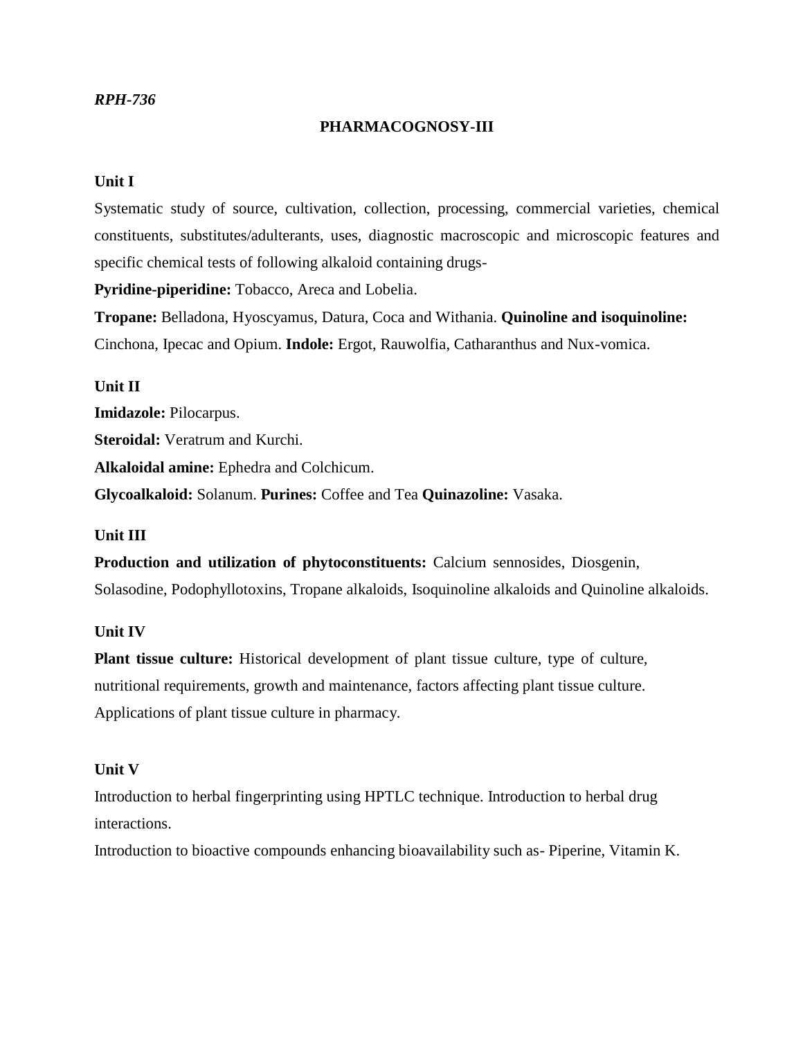*RPH-736*

## PHARMACOGNOSY-III

### Unit I

Systematic study of source, cultivation, collection, processing, commercial varieties, chemical constituents, substitutes/adulterants, uses, diagnostic macroscopic and microscopic features and specific chemical tests of following alkaloid containing drugs-

**Pyridine-piperidine:** Tobacco, Areca and Lobelia.

**Tropane:** Belladona, Hyoscyamus, Datura, Coca and Withania. **Quinoline and isoquinoline:** Cinchona, Ipecac and Opium. **Indole:** Ergot, Rauwolfia, Catharanthus and Nux-vomica.

### Unit II

**Imidazole:** Pilocarpus.

**Steroidal:** Veratrum and Kurchi.

**Alkaloidal amine:** Ephedra and Colchicum.

**Glycoalkaloid:** Solanum. **Purines:** Coffee and Tea **Quinazoline:** Vasaka.

### Unit III

**Production and utilization of phytoconstituents:** Calcium sennosides, Diosgenin, Solasodine, Podophyllotoxins, Tropane alkaloids, Isoquinoline alkaloids and Quinoline alkaloids.

### Unit IV

**Plant tissue culture:** Historical development of plant tissue culture, type of culture, nutritional requirements, growth and maintenance, factors affecting plant tissue culture. Applications of plant tissue culture in pharmacy.

### Unit V

Introduction to herbal fingerprinting using HPTLC technique. Introduction to herbal drug interactions.

Introduction to bioactive compounds enhancing bioavailability such as- Piperine, Vitamin K.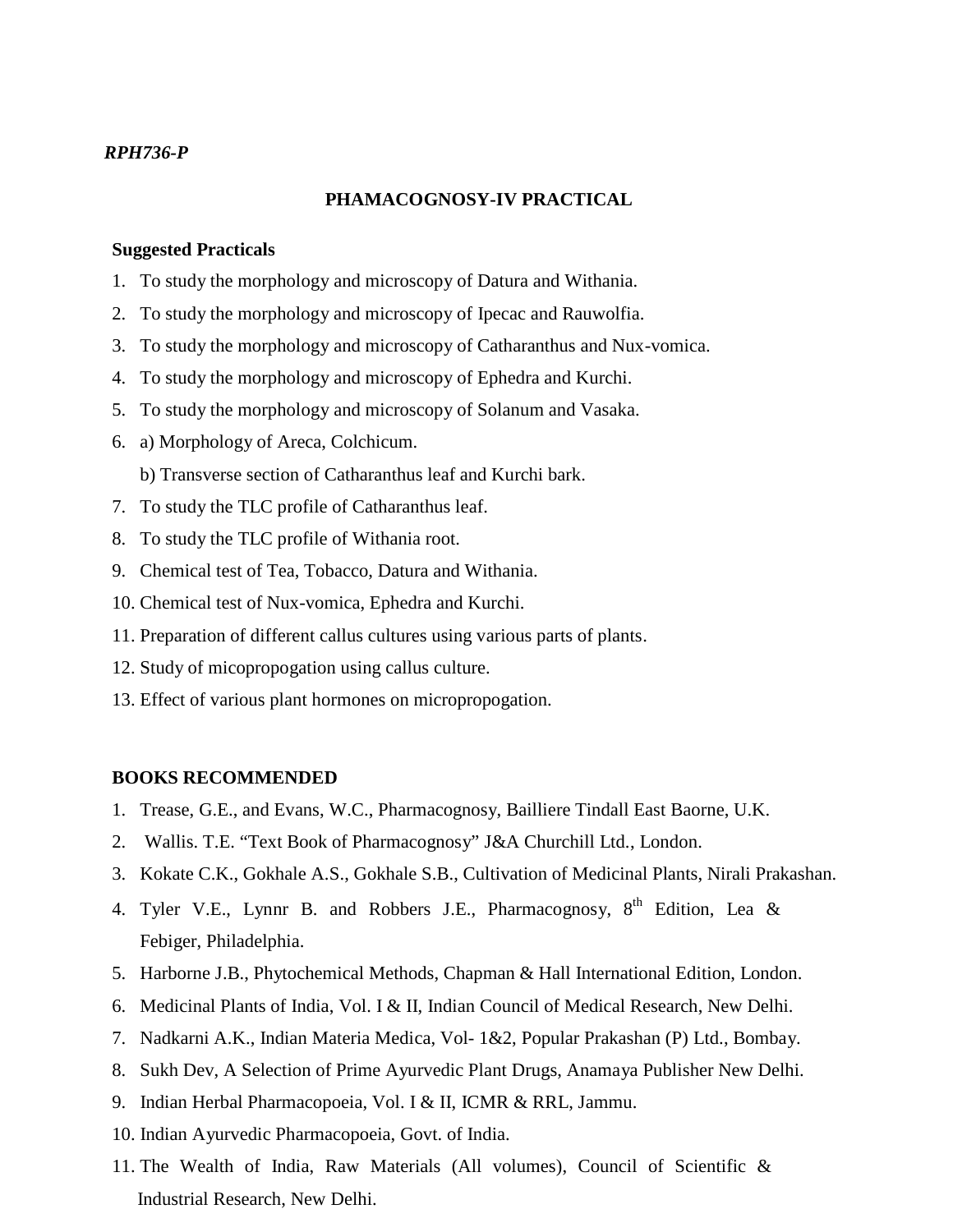*RPH736-P*

## PHAMACOGNOSY-IV PRACTICAL

**Suggested Practicals**

1. To study the morphology and microscopy of Datura and Withania.
2. To study the morphology and microscopy of Ipecac and Rauwolfia.
3. To study the morphology and microscopy of Catharanthus and Nux-vomica.
4. To study the morphology and microscopy of Ephedra and Kurchi.
5. To study the morphology and microscopy of Solanum and Vasaka.
6. a) Morphology of Areca, Colchicum.

   b) Transverse section of Catharanthus leaf and Kurchi bark.
7. To study the TLC profile of Catharanthus leaf.
8. To study the TLC profile of Withania root.
9. Chemical test of Tea, Tobacco, Datura and Withania.
10. Chemical test of Nux-vomica, Ephedra and Kurchi.
11. Preparation of different callus cultures using various parts of plants.
12. Study of micopropogation using callus culture.
13. Effect of various plant hormones on micropropogation.

**BOOKS RECOMMENDED**

1. Trease, G.E., and Evans, W.C., Pharmacognosy, Bailliere Tindall East Baorne, U.K.
2. Wallis. T.E. "Text Book of Pharmacognosy" J&A Churchill Ltd., London.
3. Kokate C.K., Gokhale A.S., Gokhale S.B., Cultivation of Medicinal Plants, Nirali Prakashan.
4. Tyler V.E., Lynnr B. and Robbers J.E., Pharmacognosy, 8th Edition, Lea & Febiger, Philadelphia.
5. Harborne J.B., Phytochemical Methods, Chapman & Hall International Edition, London.
6. Medicinal Plants of India, Vol. I & II, Indian Council of Medical Research, New Delhi.
7. Nadkarni A.K., Indian Materia Medica, Vol- 1&2, Popular Prakashan (P) Ltd., Bombay.
8. Sukh Dev, A Selection of Prime Ayurvedic Plant Drugs, Anamaya Publisher New Delhi.
9. Indian Herbal Pharmacopoeia, Vol. I & II, ICMR & RRL, Jammu.
10. Indian Ayurvedic Pharmacopoeia, Govt. of India.
11. The Wealth of India, Raw Materials (All volumes), Council of Scientific & Industrial Research, New Delhi.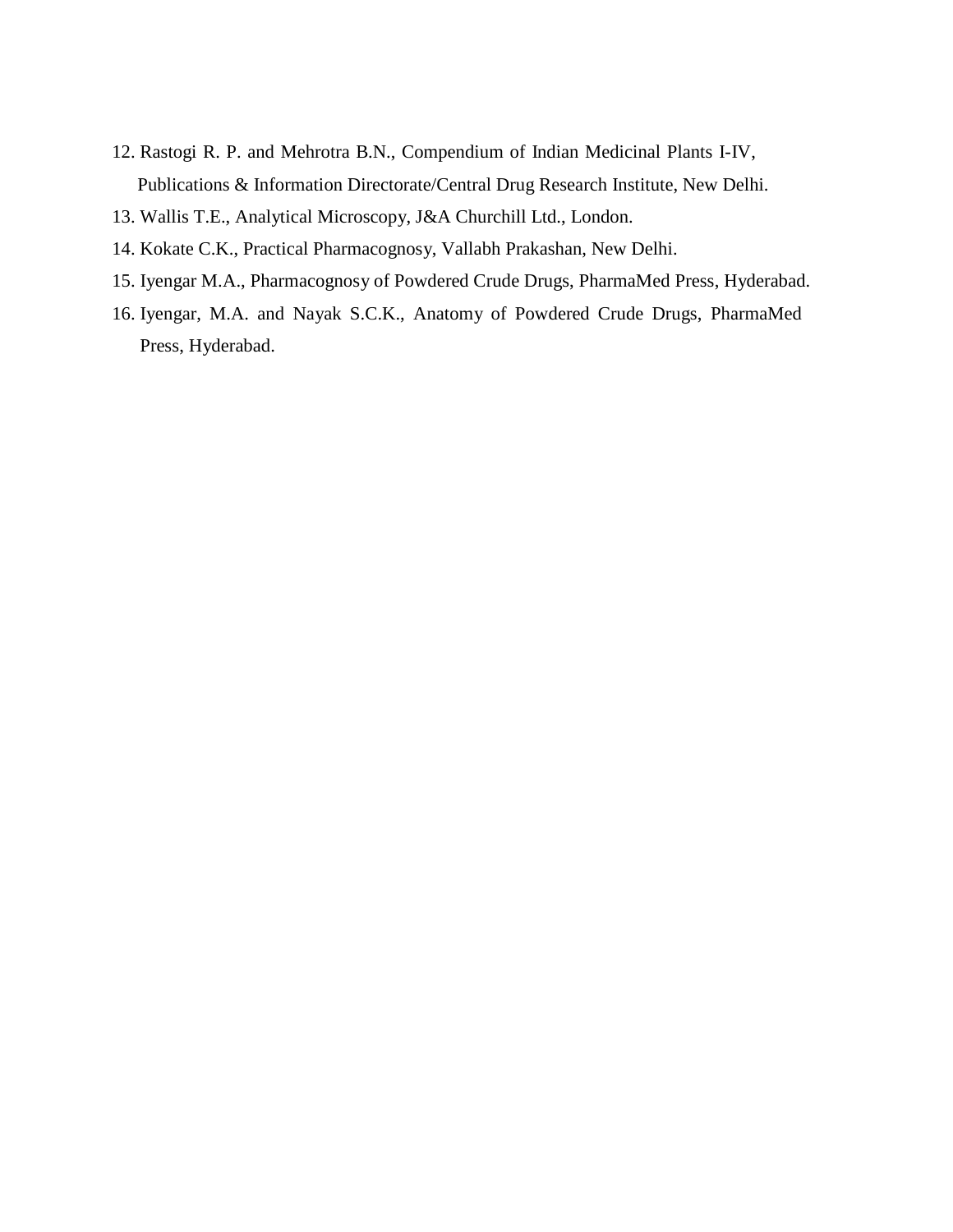12. Rastogi R. P. and Mehrotra B.N., Compendium of Indian Medicinal Plants I-IV, Publications & Information Directorate/Central Drug Research Institute, New Delhi.
13. Wallis T.E., Analytical Microscopy, J&A Churchill Ltd., London.
14. Kokate C.K., Practical Pharmacognosy, Vallabh Prakashan, New Delhi.
15. Iyengar M.A., Pharmacognosy of Powdered Crude Drugs, PharmaMed Press, Hyderabad.
16. Iyengar, M.A. and Nayak S.C.K., Anatomy of Powdered Crude Drugs, PharmaMed Press, Hyderabad.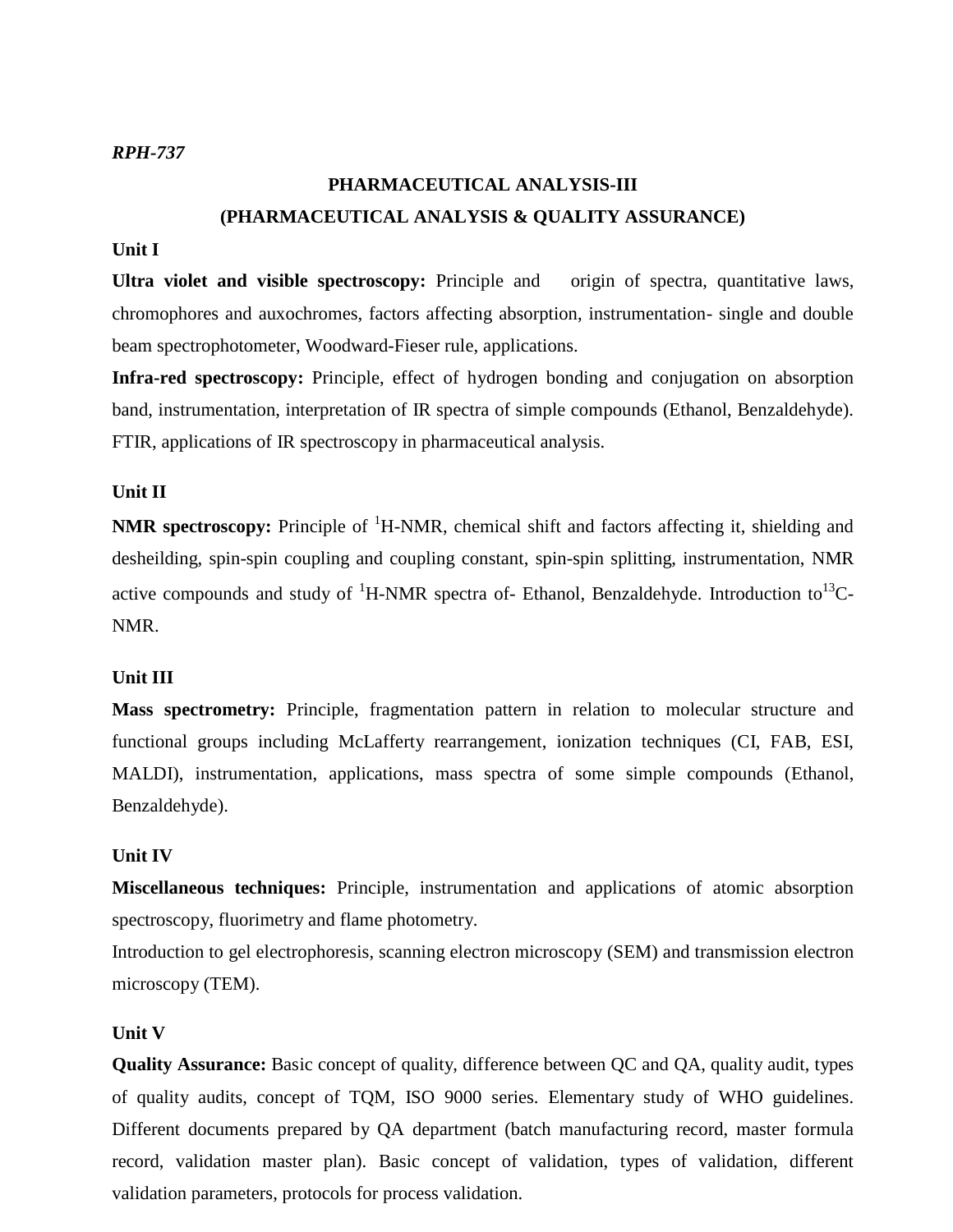*RPH-737*

## PHARMACEUTICAL ANALYSIS-III

## (PHARMACEUTICAL ANALYSIS & QUALITY ASSURANCE)

### Unit I

**Ultra violet and visible spectroscopy:** Principle and origin of spectra, quantitative laws, chromophores and auxochromes, factors affecting absorption, instrumentation- single and double beam spectrophotometer, Woodward-Fieser rule, applications.

**Infra-red spectroscopy:** Principle, effect of hydrogen bonding and conjugation on absorption band, instrumentation, interpretation of IR spectra of simple compounds (Ethanol, Benzaldehyde). FTIR, applications of IR spectroscopy in pharmaceutical analysis.

### Unit II

**NMR spectroscopy:** Principle of $^{1}$H-NMR, chemical shift and factors affecting it, shielding and desheilding, spin-spin coupling and coupling constant, spin-spin splitting, instrumentation, NMR active compounds and study of $^{1}$H-NMR spectra of- Ethanol, Benzaldehyde. Introduction to $^{13}$C-NMR.

### Unit III

**Mass spectrometry:** Principle, fragmentation pattern in relation to molecular structure and functional groups including McLafferty rearrangement, ionization techniques (CI, FAB, ESI, MALDI), instrumentation, applications, mass spectra of some simple compounds (Ethanol, Benzaldehyde).

### Unit IV

**Miscellaneous techniques:** Principle, instrumentation and applications of atomic absorption spectroscopy, fluorimetry and flame photometry.

Introduction to gel electrophoresis, scanning electron microscopy (SEM) and transmission electron microscopy (TEM).

### Unit V

**Quality Assurance:** Basic concept of quality, difference between QC and QA, quality audit, types of quality audits, concept of TQM, ISO 9000 series. Elementary study of WHO guidelines. Different documents prepared by QA department (batch manufacturing record, master formula record, validation master plan). Basic concept of validation, types of validation, different validation parameters, protocols for process validation.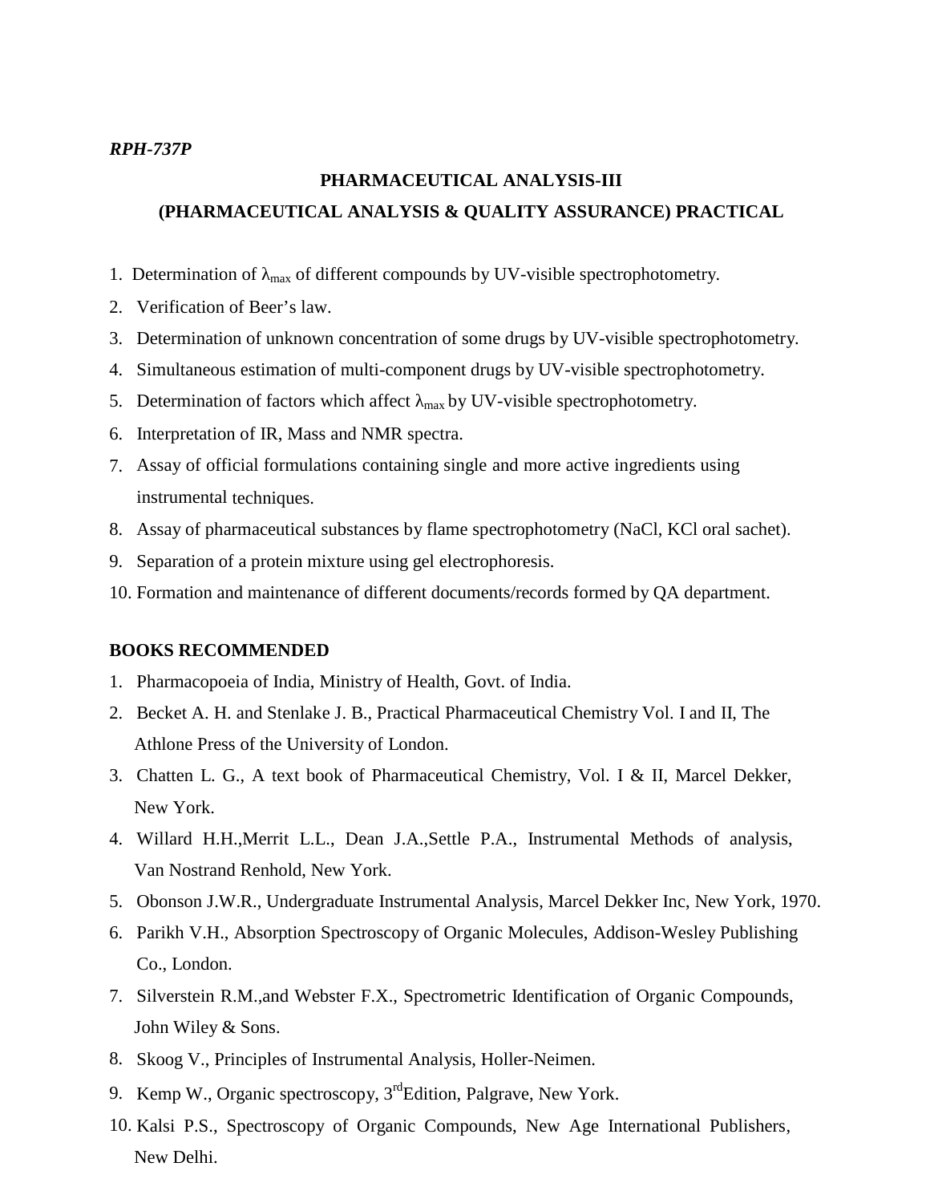*RPH-737P*

## PHARMACEUTICAL ANALYSIS-III
## (PHARMACEUTICAL ANALYSIS & QUALITY ASSURANCE) PRACTICAL

1. Determination of $\lambda_{max}$ of different compounds by UV-visible spectrophotometry.
2. Verification of Beer's law.
3. Determination of unknown concentration of some drugs by UV-visible spectrophotometry.
4. Simultaneous estimation of multi-component drugs by UV-visible spectrophotometry.
5. Determination of factors which affect $\lambda_{max}$ by UV-visible spectrophotometry.
6. Interpretation of IR, Mass and NMR spectra.
7. Assay of official formulations containing single and more active ingredients using instrumental techniques.
8. Assay of pharmaceutical substances by flame spectrophotometry (NaCl, KCl oral sachet).
9. Separation of a protein mixture using gel electrophoresis.
10. Formation and maintenance of different documents/records formed by QA department.

**BOOKS RECOMMENDED**

1. Pharmacopoeia of India, Ministry of Health, Govt. of India.
2. Becket A. H. and Stenlake J. B., Practical Pharmaceutical Chemistry Vol. I and II, The Athlone Press of the University of London.
3. Chatten L. G., A text book of Pharmaceutical Chemistry, Vol. I & II, Marcel Dekker, New York.
4. Willard H.H.,Merrit L.L., Dean J.A.,Settle P.A., Instrumental Methods of analysis, Van Nostrand Renhold, New York.
5. Obonson J.W.R., Undergraduate Instrumental Analysis, Marcel Dekker Inc, New York, 1970.
6. Parikh V.H., Absorption Spectroscopy of Organic Molecules, Addison-Wesley Publishing Co., London.
7. Silverstein R.M.,and Webster F.X., Spectrometric Identification of Organic Compounds, John Wiley & Sons.
8. Skoog V., Principles of Instrumental Analysis, Holler-Neimen.
9. Kemp W., Organic spectroscopy, 3rd Edition, Palgrave, New York.
10. Kalsi P.S., Spectroscopy of Organic Compounds, New Age International Publishers, New Delhi.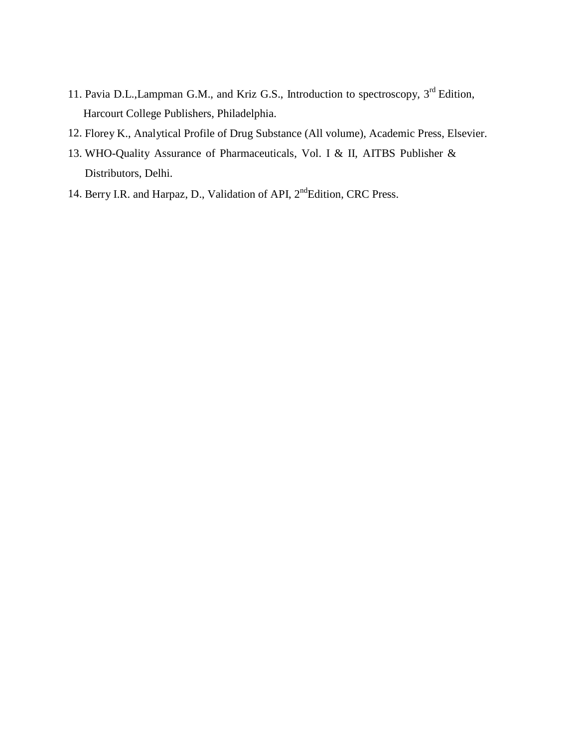11. Pavia D.L.,Lampman G.M., and Kriz G.S., Introduction to spectroscopy, 3rd Edition, Harcourt College Publishers, Philadelphia.
12. Florey K., Analytical Profile of Drug Substance (All volume), Academic Press, Elsevier.
13. WHO-Quality Assurance of Pharmaceuticals, Vol. I & II, AITBS Publisher & Distributors, Delhi.
14. Berry I.R. and Harpaz, D., Validation of API, 2ndEdition, CRC Press.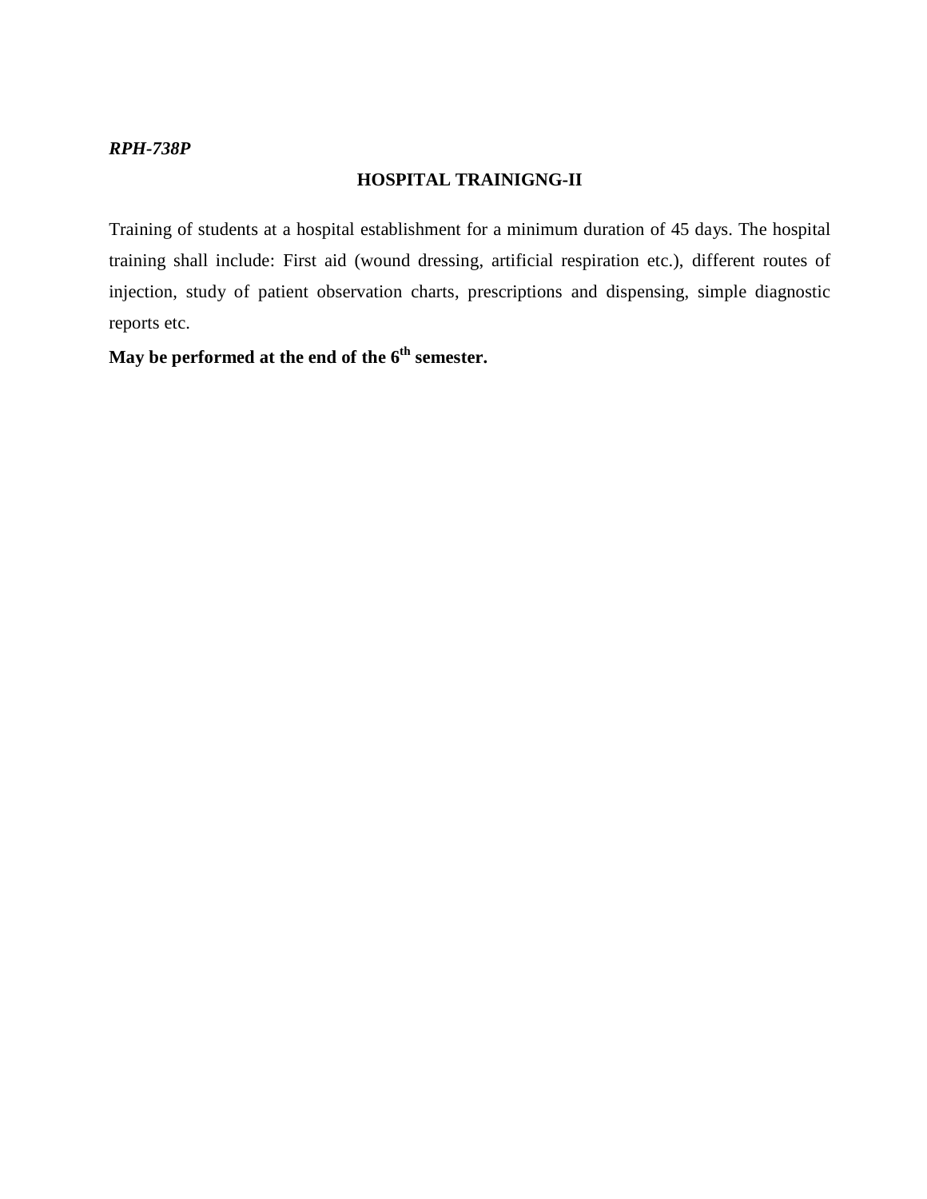***RPH-738P***

## HOSPITAL TRAINIGNG-II

Training of students at a hospital establishment for a minimum duration of 45 days. The hospital training shall include: First aid (wound dressing, artificial respiration etc.), different routes of injection, study of patient observation charts, prescriptions and dispensing, simple diagnostic reports etc.

**May be performed at the end of the 6th semester.**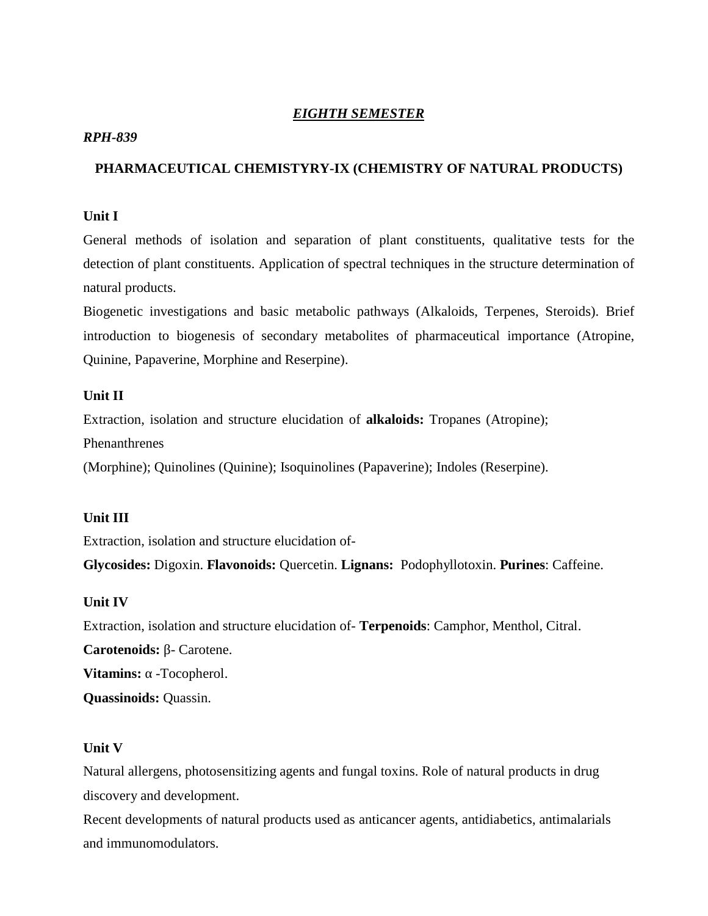## *EIGHTH SEMESTER*

***RPH-839***

### PHARMACEUTICAL CHEMISTYRY-IX (CHEMISTRY OF NATURAL PRODUCTS)

**Unit I**

General methods of isolation and separation of plant constituents, qualitative tests for the detection of plant constituents. Application of spectral techniques in the structure determination of natural products.

Biogenetic investigations and basic metabolic pathways (Alkaloids, Terpenes, Steroids). Brief introduction to biogenesis of secondary metabolites of pharmaceutical importance (Atropine, Quinine, Papaverine, Morphine and Reserpine).

**Unit II**

Extraction, isolation and structure elucidation of **alkaloids:** Tropanes (Atropine); Phenanthrenes (Morphine); Quinolines (Quinine); Isoquinolines (Papaverine); Indoles (Reserpine).

**Unit III**

Extraction, isolation and structure elucidation of-

**Glycosides:** Digoxin. **Flavonoids:** Quercetin. **Lignans:** Podophyllotoxin. **Purines**: Caffeine.

**Unit IV**

Extraction, isolation and structure elucidation of- **Terpenoids**: Camphor, Menthol, Citral.

**Carotenoids:** β- Carotene.

**Vitamins:** α -Tocopherol.

**Quassinoids:** Quassin.

**Unit V**

Natural allergens, photosensitizing agents and fungal toxins. Role of natural products in drug discovery and development.

Recent developments of natural products used as anticancer agents, antidiabetics, antimalarials and immunomodulators.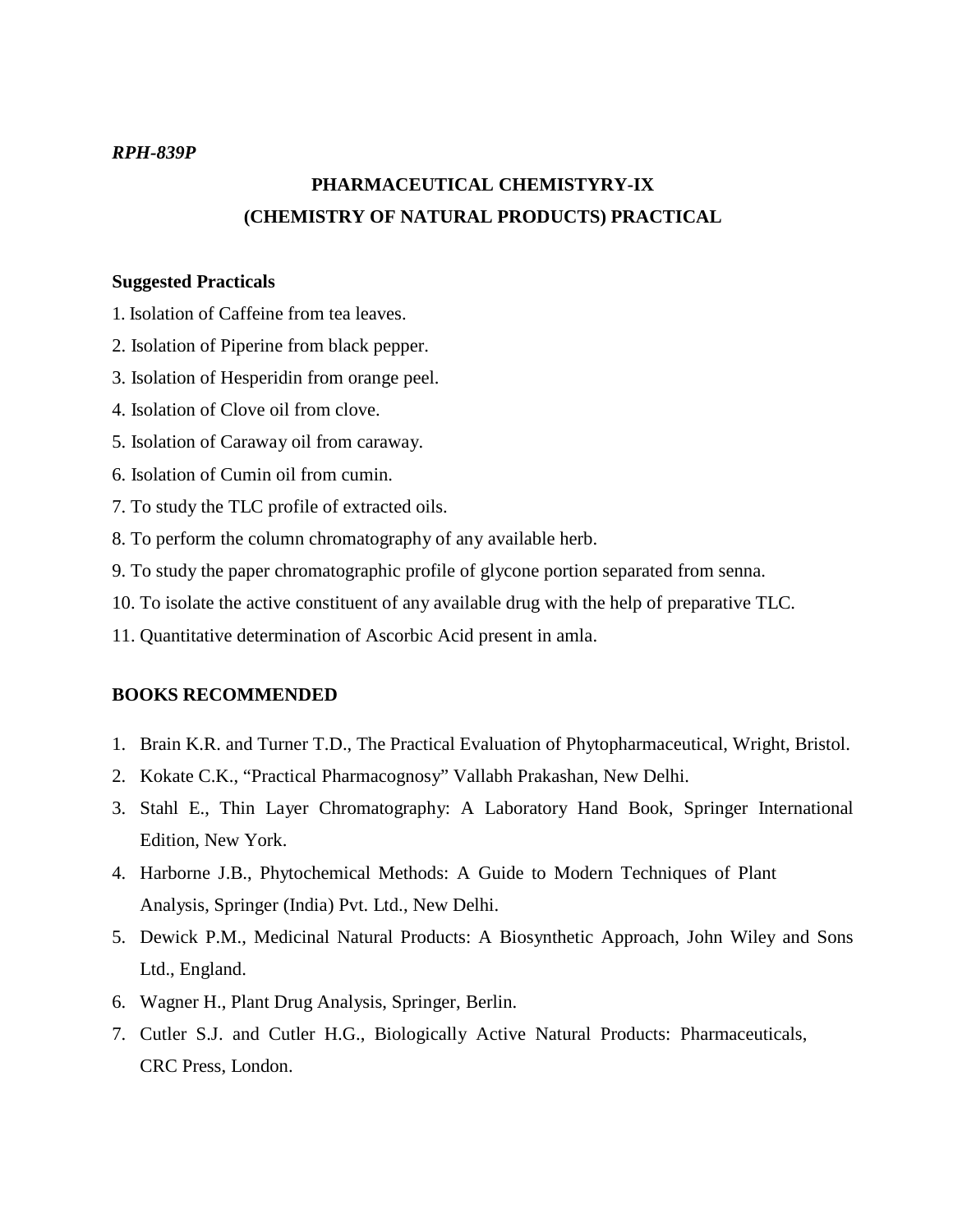*RPH-839P*

# PHARMACEUTICAL CHEMISTYRY-IX
## (CHEMISTRY OF NATURAL PRODUCTS) PRACTICAL

**Suggested Practicals**

1. Isolation of Caffeine from tea leaves.
2. Isolation of Piperine from black pepper.
3. Isolation of Hesperidin from orange peel.
4. Isolation of Clove oil from clove.
5. Isolation of Caraway oil from caraway.
6. Isolation of Cumin oil from cumin.
7. To study the TLC profile of extracted oils.
8. To perform the column chromatography of any available herb.
9. To study the paper chromatographic profile of glycone portion separated from senna.
10. To isolate the active constituent of any available drug with the help of preparative TLC.
11. Quantitative determination of Ascorbic Acid present in amla.

**BOOKS RECOMMENDED**

1. Brain K.R. and Turner T.D., The Practical Evaluation of Phytopharmaceutical, Wright, Bristol.
2. Kokate C.K., "Practical Pharmacognosy" Vallabh Prakashan, New Delhi.
3. Stahl E., Thin Layer Chromatography: A Laboratory Hand Book, Springer International Edition, New York.
4. Harborne J.B., Phytochemical Methods: A Guide to Modern Techniques of Plant Analysis, Springer (India) Pvt. Ltd., New Delhi.
5. Dewick P.M., Medicinal Natural Products: A Biosynthetic Approach, John Wiley and Sons Ltd., England.
6. Wagner H., Plant Drug Analysis, Springer, Berlin.
7. Cutler S.J. and Cutler H.G., Biologically Active Natural Products: Pharmaceuticals, CRC Press, London.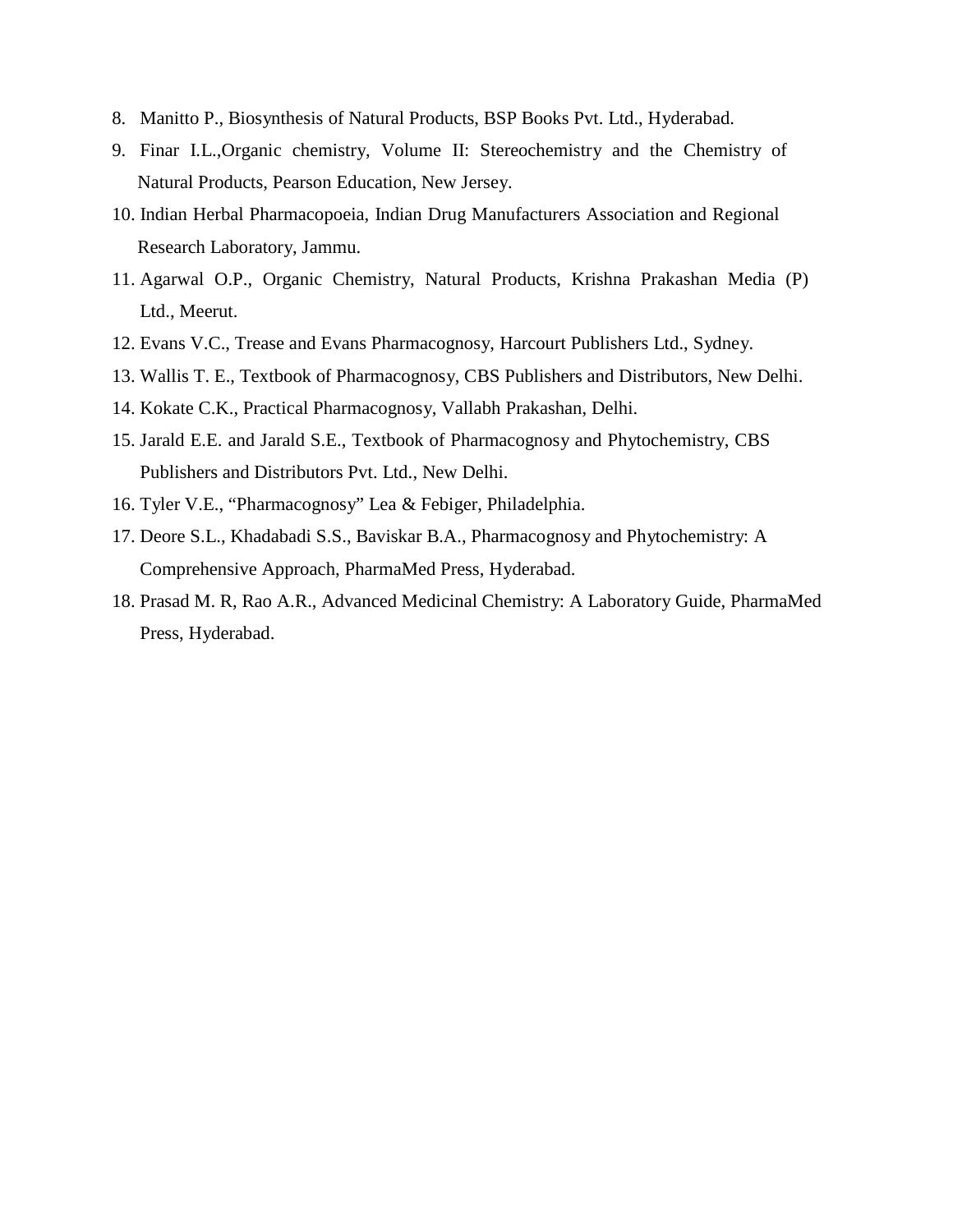8. Manitto P., Biosynthesis of Natural Products, BSP Books Pvt. Ltd., Hyderabad.
9. Finar I.L.,Organic chemistry, Volume II: Stereochemistry and the Chemistry of Natural Products, Pearson Education, New Jersey.
10. Indian Herbal Pharmacopoeia, Indian Drug Manufacturers Association and Regional Research Laboratory, Jammu.
11. Agarwal O.P., Organic Chemistry, Natural Products, Krishna Prakashan Media (P) Ltd., Meerut.
12. Evans V.C., Trease and Evans Pharmacognosy, Harcourt Publishers Ltd., Sydney.
13. Wallis T. E., Textbook of Pharmacognosy, CBS Publishers and Distributors, New Delhi.
14. Kokate C.K., Practical Pharmacognosy, Vallabh Prakashan, Delhi.
15. Jarald E.E. and Jarald S.E., Textbook of Pharmacognosy and Phytochemistry, CBS Publishers and Distributors Pvt. Ltd., New Delhi.
16. Tyler V.E., "Pharmacognosy" Lea & Febiger, Philadelphia.
17. Deore S.L., Khadabadi S.S., Baviskar B.A., Pharmacognosy and Phytochemistry: A Comprehensive Approach, PharmaMed Press, Hyderabad.
18. Prasad M. R, Rao A.R., Advanced Medicinal Chemistry: A Laboratory Guide, PharmaMed Press, Hyderabad.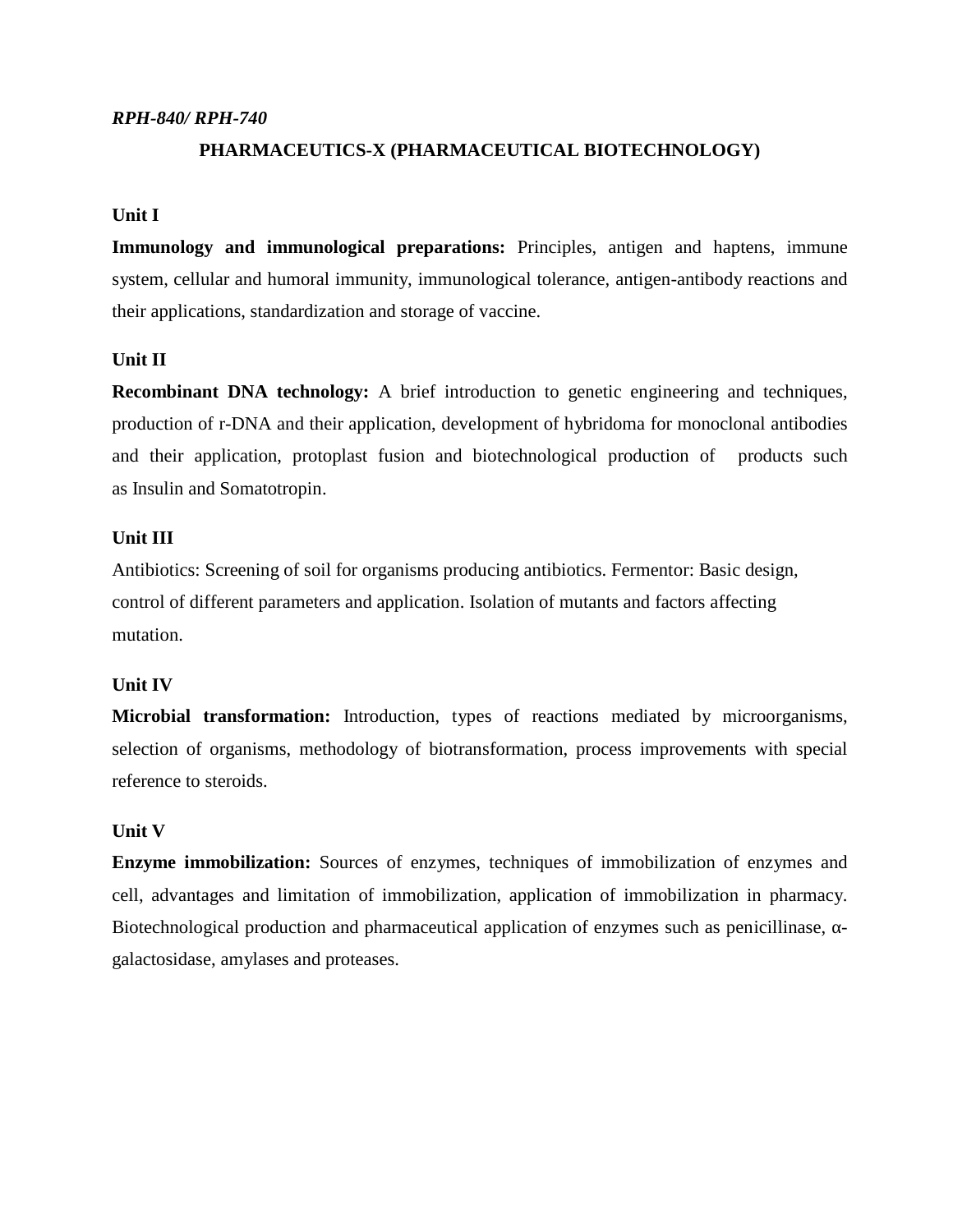*RPH-840/ RPH-740*

## PHARMACEUTICS-X (PHARMACEUTICAL BIOTECHNOLOGY)

### Unit I

**Immunology and immunological preparations:** Principles, antigen and haptens, immune system, cellular and humoral immunity, immunological tolerance, antigen-antibody reactions and their applications, standardization and storage of vaccine.

### Unit II

**Recombinant DNA technology:** A brief introduction to genetic engineering and techniques, production of r-DNA and their application, development of hybridoma for monoclonal antibodies and their application, protoplast fusion and biotechnological production of products such as Insulin and Somatotropin.

### Unit III

Antibiotics: Screening of soil for organisms producing antibiotics. Fermentor: Basic design, control of different parameters and application. Isolation of mutants and factors affecting mutation.

### Unit IV

**Microbial transformation:** Introduction, types of reactions mediated by microorganisms, selection of organisms, methodology of biotransformation, process improvements with special reference to steroids.

### Unit V

**Enzyme immobilization:** Sources of enzymes, techniques of immobilization of enzymes and cell, advantages and limitation of immobilization, application of immobilization in pharmacy. Biotechnological production and pharmaceutical application of enzymes such as penicillinase, α-galactosidase, amylases and proteases.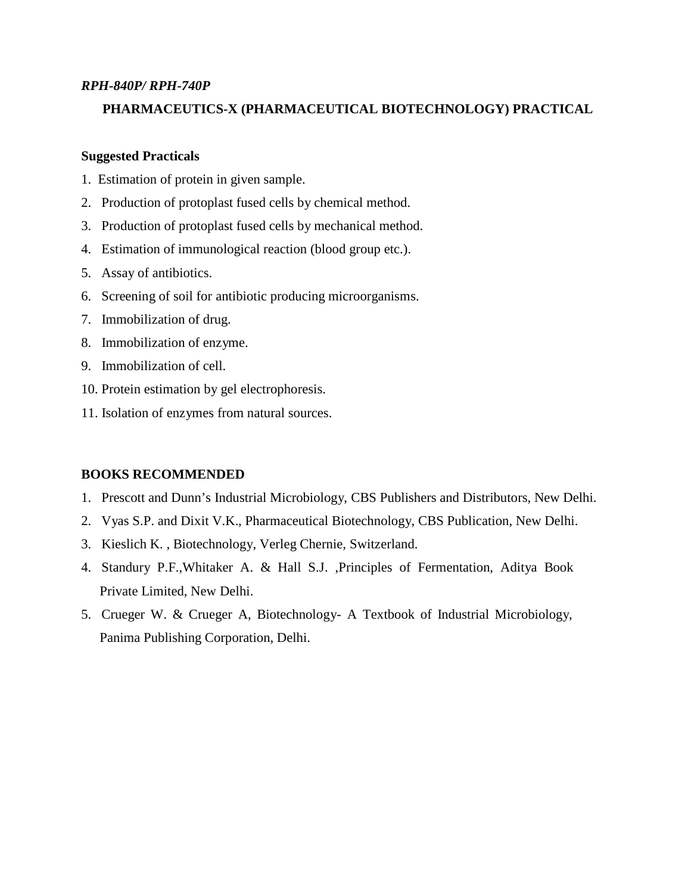*RPH-840P/ RPH-740P*

## PHARMACEUTICS-X (PHARMACEUTICAL BIOTECHNOLOGY) PRACTICAL

**Suggested Practicals**

1. Estimation of protein in given sample.
2. Production of protoplast fused cells by chemical method.
3. Production of protoplast fused cells by mechanical method.
4. Estimation of immunological reaction (blood group etc.).
5. Assay of antibiotics.
6. Screening of soil for antibiotic producing microorganisms.
7. Immobilization of drug.
8. Immobilization of enzyme.
9. Immobilization of cell.
10. Protein estimation by gel electrophoresis.
11. Isolation of enzymes from natural sources.

**BOOKS RECOMMENDED**

1. Prescott and Dunn's Industrial Microbiology, CBS Publishers and Distributors, New Delhi.
2. Vyas S.P. and Dixit V.K., Pharmaceutical Biotechnology, CBS Publication, New Delhi.
3. Kieslich K. , Biotechnology, Verleg Chernie, Switzerland.
4. Standury P.F.,Whitaker A. & Hall S.J. ,Principles of Fermentation, Aditya Book Private Limited, New Delhi.
5. Crueger W. & Crueger A, Biotechnology- A Textbook of Industrial Microbiology, Panima Publishing Corporation, Delhi.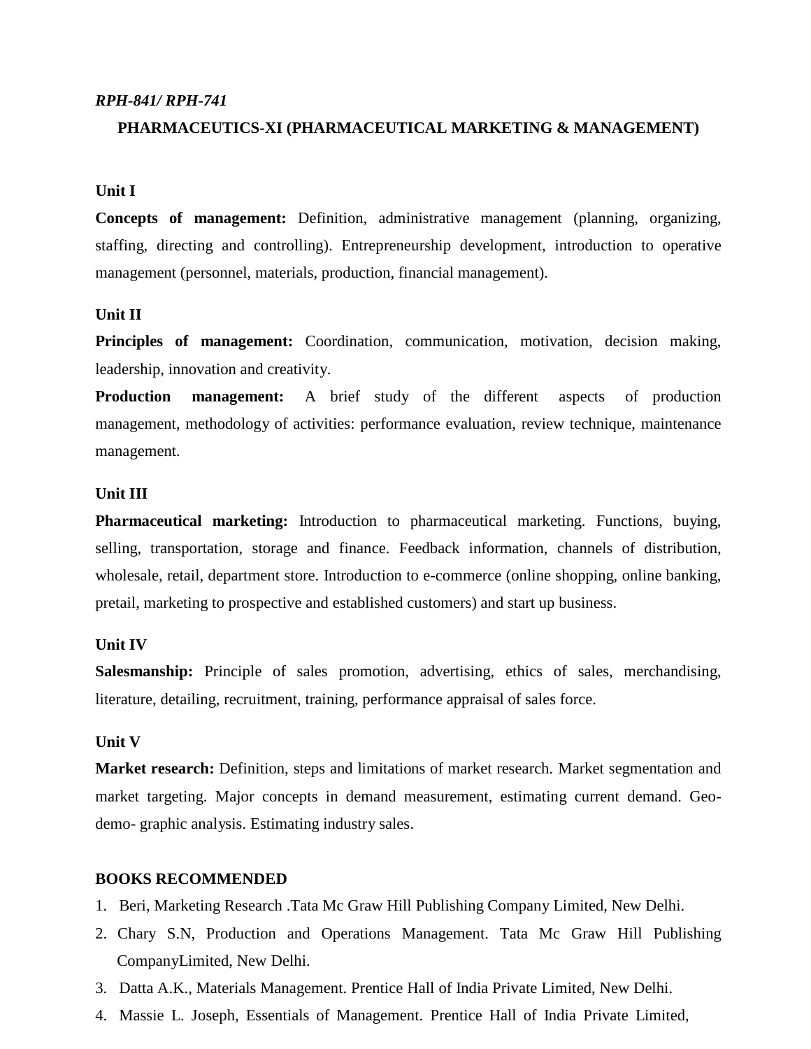***RPH-841/ RPH-741***

## PHARMACEUTICS-XI (PHARMACEUTICAL MARKETING & MANAGEMENT)

### Unit I

**Concepts of management:** Definition, administrative management (planning, organizing, staffing, directing and controlling). Entrepreneurship development, introduction to operative management (personnel, materials, production, financial management).

### Unit II

**Principles of management:** Coordination, communication, motivation, decision making, leadership, innovation and creativity.

**Production management:** A brief study of the different aspects of production management, methodology of activities: performance evaluation, review technique, maintenance management.

### Unit III

**Pharmaceutical marketing:** Introduction to pharmaceutical marketing. Functions, buying, selling, transportation, storage and finance. Feedback information, channels of distribution, wholesale, retail, department store. Introduction to e-commerce (online shopping, online banking, pretail, marketing to prospective and established customers) and start up business.

### Unit IV

**Salesmanship:** Principle of sales promotion, advertising, ethics of sales, merchandising, literature, detailing, recruitment, training, performance appraisal of sales force.

### Unit V

**Market research:** Definition, steps and limitations of market research. Market segmentation and market targeting. Major concepts in demand measurement, estimating current demand. Geo-demo- graphic analysis. Estimating industry sales.

### BOOKS RECOMMENDED

1. Beri, Marketing Research .Tata Mc Graw Hill Publishing Company Limited, New Delhi.
2. Chary S.N, Production and Operations Management. Tata Mc Graw Hill Publishing CompanyLimited, New Delhi.
3. Datta A.K., Materials Management. Prentice Hall of India Private Limited, New Delhi.
4. Massie L. Joseph, Essentials of Management. Prentice Hall of India Private Limited,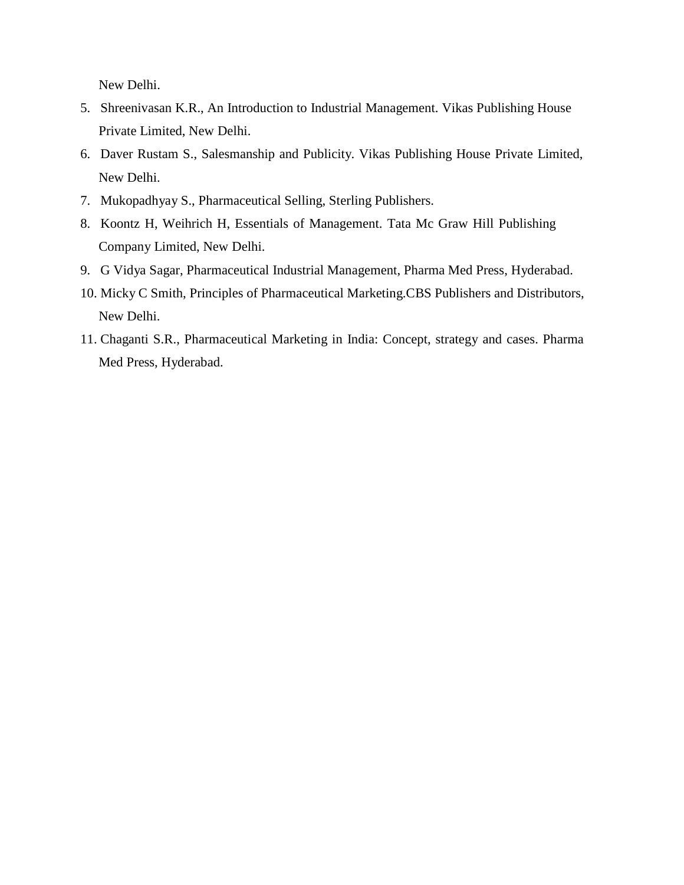New Delhi.

5. Shreenivasan K.R., An Introduction to Industrial Management. Vikas Publishing House Private Limited, New Delhi.
6. Daver Rustam S., Salesmanship and Publicity. Vikas Publishing House Private Limited, New Delhi.
7. Mukopadhyay S., Pharmaceutical Selling, Sterling Publishers.
8. Koontz H, Weihrich H, Essentials of Management. Tata Mc Graw Hill Publishing Company Limited, New Delhi.
9. G Vidya Sagar, Pharmaceutical Industrial Management, Pharma Med Press, Hyderabad.
10. Micky C Smith, Principles of Pharmaceutical Marketing.CBS Publishers and Distributors, New Delhi.
11. Chaganti S.R., Pharmaceutical Marketing in India: Concept, strategy and cases. Pharma Med Press, Hyderabad.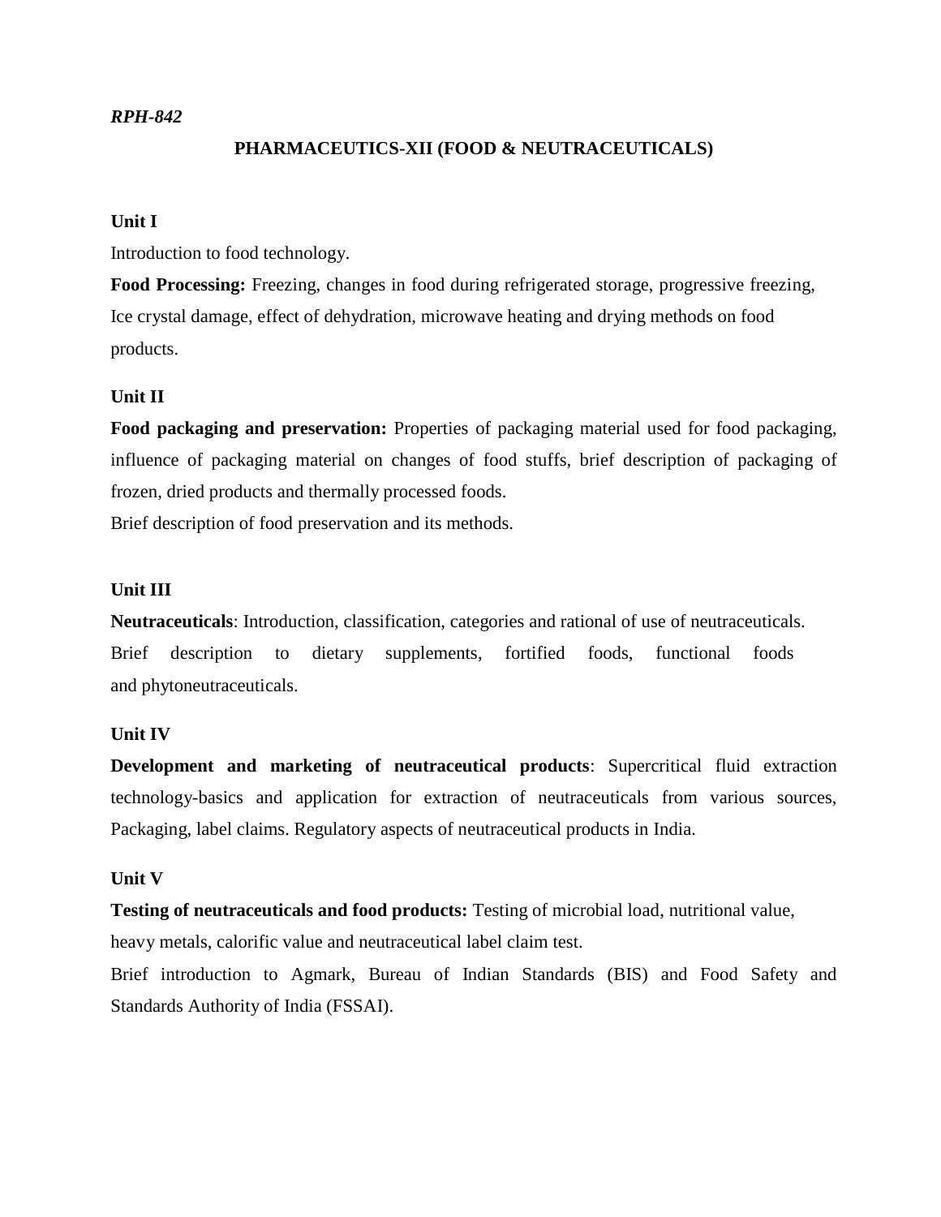*RPH-842*

## PHARMACEUTICS-XII (FOOD & NEUTRACEUTICALS)

### Unit I

Introduction to food technology.

**Food Processing:** Freezing, changes in food during refrigerated storage, progressive freezing, Ice crystal damage, effect of dehydration, microwave heating and drying methods on food products.

### Unit II

**Food packaging and preservation:** Properties of packaging material used for food packaging, influence of packaging material on changes of food stuffs, brief description of packaging of frozen, dried products and thermally processed foods.

Brief description of food preservation and its methods.

### Unit III

**Neutraceuticals**: Introduction, classification, categories and rational of use of neutraceuticals. Brief description to dietary supplements, fortified foods, functional foods and phytoneutraceuticals.

### Unit IV

**Development and marketing of neutraceutical products**: Supercritical fluid extraction technology-basics and application for extraction of neutraceuticals from various sources, Packaging, label claims. Regulatory aspects of neutraceutical products in India.

### Unit V

**Testing of neutraceuticals and food products:** Testing of microbial load, nutritional value, heavy metals, calorific value and neutraceutical label claim test.

Brief introduction to Agmark, Bureau of Indian Standards (BIS) and Food Safety and Standards Authority of India (FSSAI).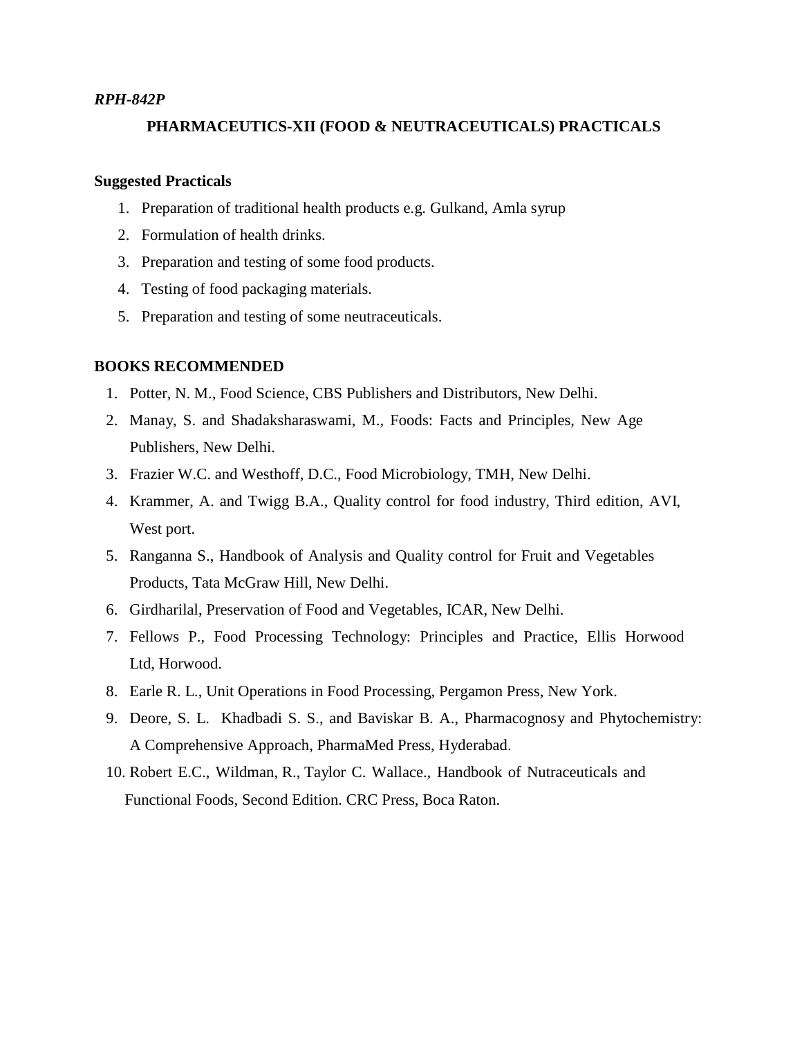*RPH-842P*

## PHARMACEUTICS-XII (FOOD & NEUTRACEUTICALS) PRACTICALS

**Suggested Practicals**

1. Preparation of traditional health products e.g. Gulkand, Amla syrup
2. Formulation of health drinks.
3. Preparation and testing of some food products.
4. Testing of food packaging materials.
5. Preparation and testing of some neutraceuticals.

**BOOKS RECOMMENDED**

1. Potter, N. M., Food Science, CBS Publishers and Distributors, New Delhi.
2. Manay, S. and Shadaksharaswami, M., Foods: Facts and Principles, New Age Publishers, New Delhi.
3. Frazier W.C. and Westhoff, D.C., Food Microbiology, TMH, New Delhi.
4. Krammer, A. and Twigg B.A., Quality control for food industry, Third edition, AVI, West port.
5. Ranganna S., Handbook of Analysis and Quality control for Fruit and Vegetables Products, Tata McGraw Hill, New Delhi.
6. Girdharilal, Preservation of Food and Vegetables, ICAR, New Delhi.
7. Fellows P., Food Processing Technology: Principles and Practice, Ellis Horwood Ltd, Horwood.
8. Earle R. L., Unit Operations in Food Processing, Pergamon Press, New York.
9. Deore, S. L. Khadbadi S. S., and Baviskar B. A., Pharmacognosy and Phytochemistry: A Comprehensive Approach, PharmaMed Press, Hyderabad.
10. Robert E.C., Wildman, R., Taylor C. Wallace., Handbook of Nutraceuticals and Functional Foods, Second Edition. CRC Press, Boca Raton.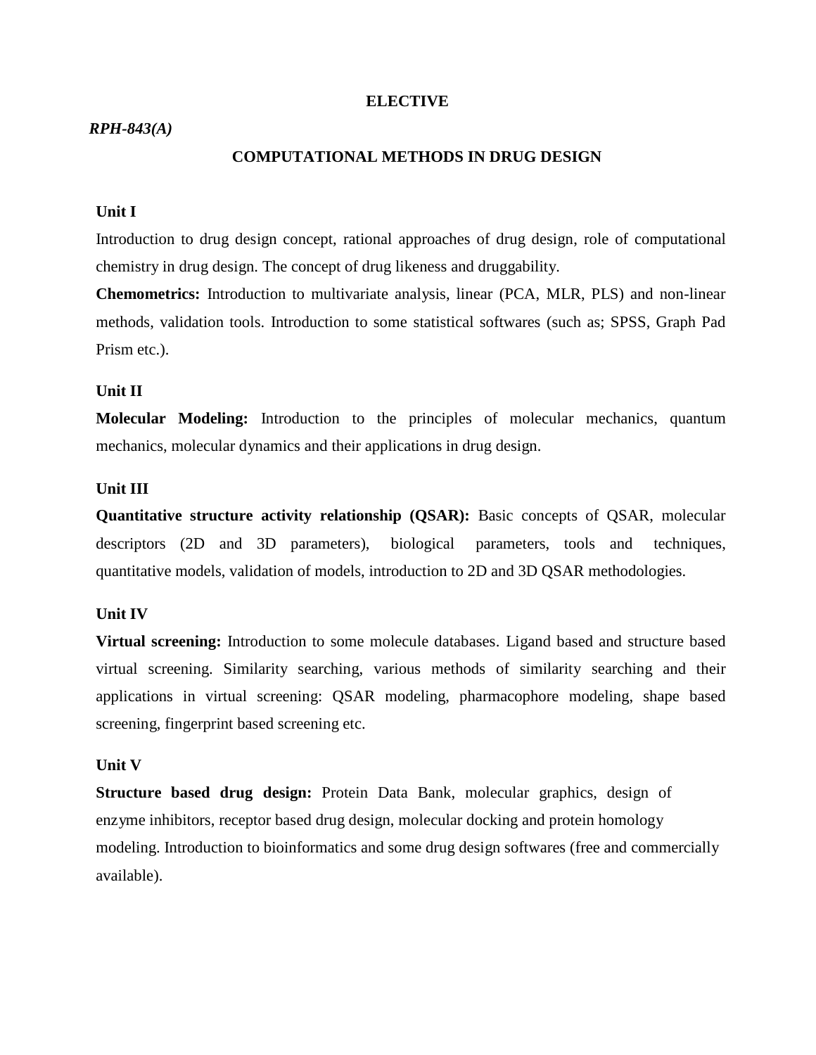## ELECTIVE

***RPH-843(A)***

## COMPUTATIONAL METHODS IN DRUG DESIGN

### Unit I

Introduction to drug design concept, rational approaches of drug design, role of computational chemistry in drug design. The concept of drug likeness and druggability.

**Chemometrics:** Introduction to multivariate analysis, linear (PCA, MLR, PLS) and non-linear methods, validation tools. Introduction to some statistical softwares (such as; SPSS, Graph Pad Prism etc.).

### Unit II

**Molecular Modeling:** Introduction to the principles of molecular mechanics, quantum mechanics, molecular dynamics and their applications in drug design.

### Unit III

**Quantitative structure activity relationship (QSAR):** Basic concepts of QSAR, molecular descriptors (2D and 3D parameters), biological parameters, tools and techniques, quantitative models, validation of models, introduction to 2D and 3D QSAR methodologies.

### Unit IV

**Virtual screening:** Introduction to some molecule databases. Ligand based and structure based virtual screening. Similarity searching, various methods of similarity searching and their applications in virtual screening: QSAR modeling, pharmacophore modeling, shape based screening, fingerprint based screening etc.

### Unit V

**Structure based drug design:** Protein Data Bank, molecular graphics, design of enzyme inhibitors, receptor based drug design, molecular docking and protein homology modeling. Introduction to bioinformatics and some drug design softwares (free and commercially available).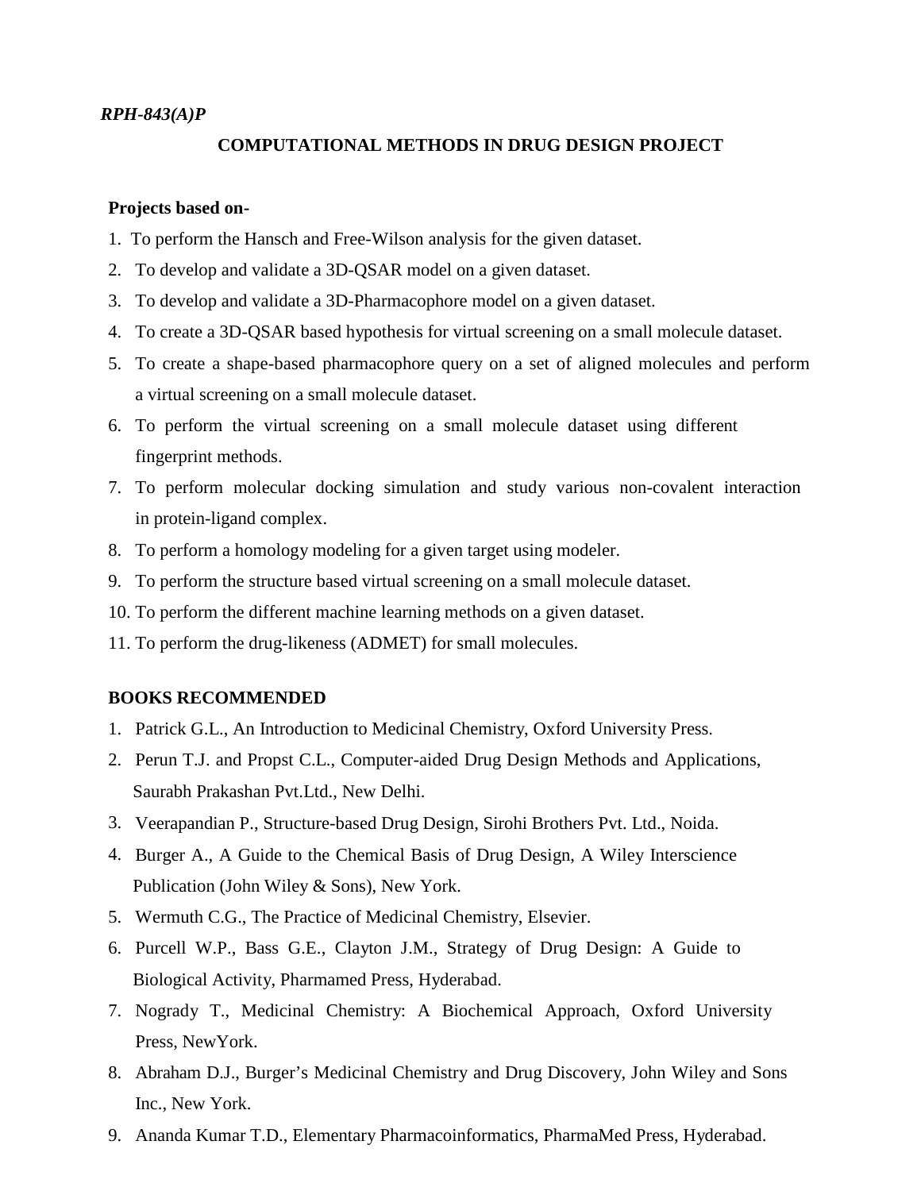*RPH-843(A)P*

## COMPUTATIONAL METHODS IN DRUG DESIGN PROJECT

**Projects based on-**

1. To perform the Hansch and Free-Wilson analysis for the given dataset.
2. To develop and validate a 3D-QSAR model on a given dataset.
3. To develop and validate a 3D-Pharmacophore model on a given dataset.
4. To create a 3D-QSAR based hypothesis for virtual screening on a small molecule dataset.
5. To create a shape-based pharmacophore query on a set of aligned molecules and perform a virtual screening on a small molecule dataset.
6. To perform the virtual screening on a small molecule dataset using different fingerprint methods.
7. To perform molecular docking simulation and study various non-covalent interaction in protein-ligand complex.
8. To perform a homology modeling for a given target using modeler.
9. To perform the structure based virtual screening on a small molecule dataset.
10. To perform the different machine learning methods on a given dataset.
11. To perform the drug-likeness (ADMET) for small molecules.

**BOOKS RECOMMENDED**

1. Patrick G.L., An Introduction to Medicinal Chemistry, Oxford University Press.
2. Perun T.J. and Propst C.L., Computer-aided Drug Design Methods and Applications, Saurabh Prakashan Pvt.Ltd., New Delhi.
3. Veerapandian P., Structure-based Drug Design, Sirohi Brothers Pvt. Ltd., Noida.
4. Burger A., A Guide to the Chemical Basis of Drug Design, A Wiley Interscience Publication (John Wiley & Sons), New York.
5. Wermuth C.G., The Practice of Medicinal Chemistry, Elsevier.
6. Purcell W.P., Bass G.E., Clayton J.M., Strategy of Drug Design: A Guide to Biological Activity, Pharmamed Press, Hyderabad.
7. Nogrady T., Medicinal Chemistry: A Biochemical Approach, Oxford University Press, NewYork.
8. Abraham D.J., Burger's Medicinal Chemistry and Drug Discovery, John Wiley and Sons Inc., New York.
9. Ananda Kumar T.D., Elementary Pharmacoinformatics, PharmaMed Press, Hyderabad.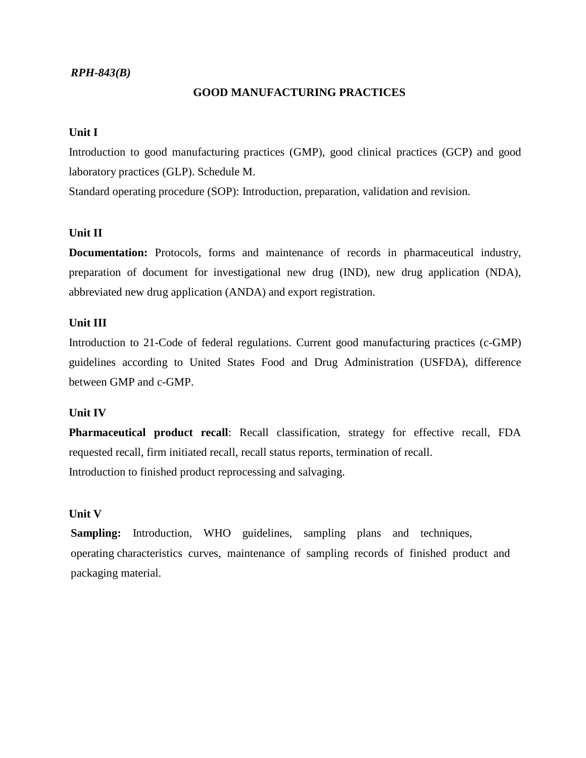*RPH-843(B)*

# GOOD MANUFACTURING PRACTICES

**Unit I**

Introduction to good manufacturing practices (GMP), good clinical practices (GCP) and good laboratory practices (GLP). Schedule M.

Standard operating procedure (SOP): Introduction, preparation, validation and revision.

**Unit II**

**Documentation:** Protocols, forms and maintenance of records in pharmaceutical industry, preparation of document for investigational new drug (IND), new drug application (NDA), abbreviated new drug application (ANDA) and export registration.

**Unit III**

Introduction to 21-Code of federal regulations. Current good manufacturing practices (c-GMP) guidelines according to United States Food and Drug Administration (USFDA), difference between GMP and c-GMP.

**Unit IV**

**Pharmaceutical product recall**: Recall classification, strategy for effective recall, FDA requested recall, firm initiated recall, recall status reports, termination of recall.

Introduction to finished product reprocessing and salvaging.

**Unit V**

**Sampling:** Introduction, WHO guidelines, sampling plans and techniques, operating characteristics curves, maintenance of sampling records of finished product and packaging material.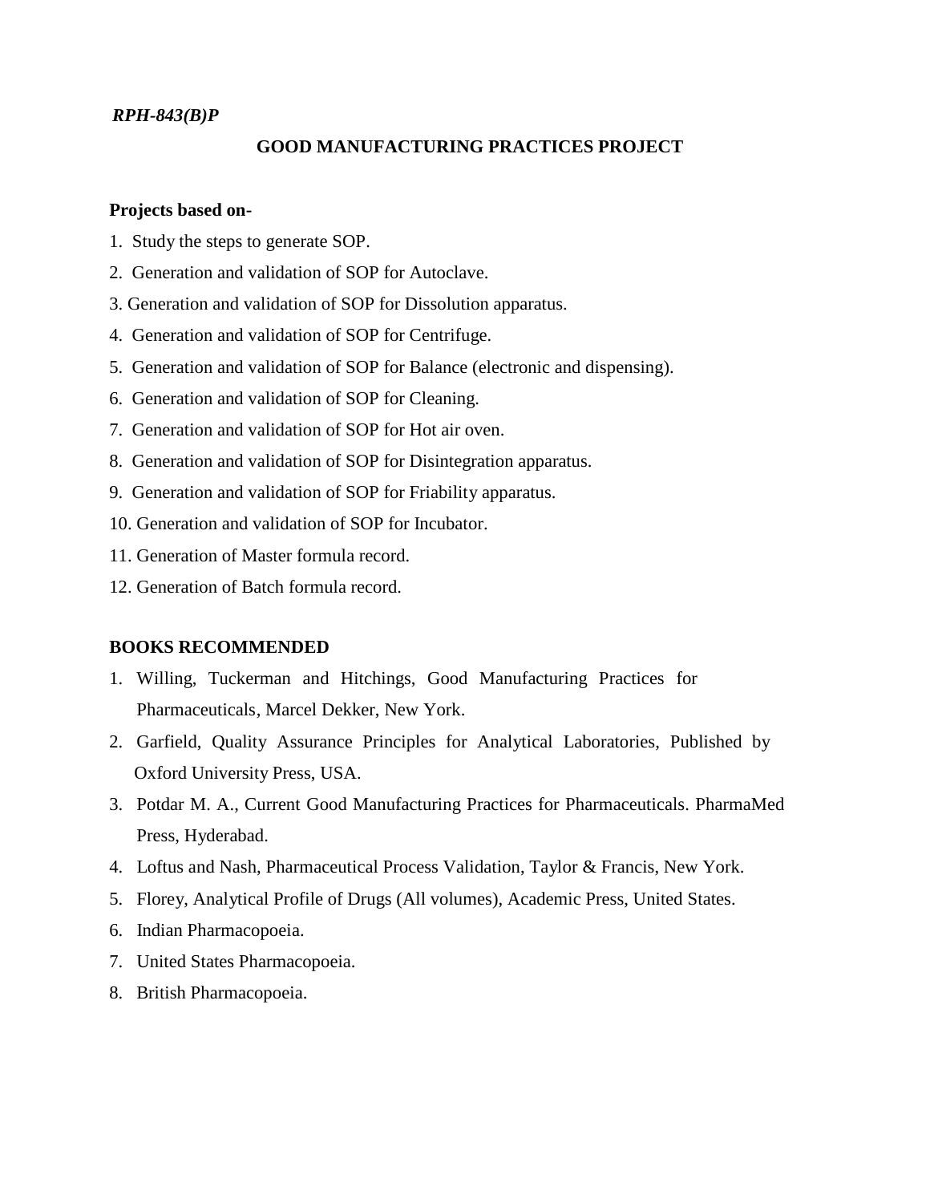***RPH-843(B)P***

## GOOD MANUFACTURING PRACTICES PROJECT

**Projects based on-**

1. Study the steps to generate SOP.
2. Generation and validation of SOP for Autoclave.
3. Generation and validation of SOP for Dissolution apparatus.
4. Generation and validation of SOP for Centrifuge.
5. Generation and validation of SOP for Balance (electronic and dispensing).
6. Generation and validation of SOP for Cleaning.
7. Generation and validation of SOP for Hot air oven.
8. Generation and validation of SOP for Disintegration apparatus.
9. Generation and validation of SOP for Friability apparatus.
10. Generation and validation of SOP for Incubator.
11. Generation of Master formula record.
12. Generation of Batch formula record.

**BOOKS RECOMMENDED**

1. Willing, Tuckerman and Hitchings, Good Manufacturing Practices for Pharmaceuticals, Marcel Dekker, New York.
2. Garfield, Quality Assurance Principles for Analytical Laboratories, Published by Oxford University Press, USA.
3. Potdar M. A., Current Good Manufacturing Practices for Pharmaceuticals. PharmaMed Press, Hyderabad.
4. Loftus and Nash, Pharmaceutical Process Validation, Taylor & Francis, New York.
5. Florey, Analytical Profile of Drugs (All volumes), Academic Press, United States.
6. Indian Pharmacopoeia.
7. United States Pharmacopoeia.
8. British Pharmacopoeia.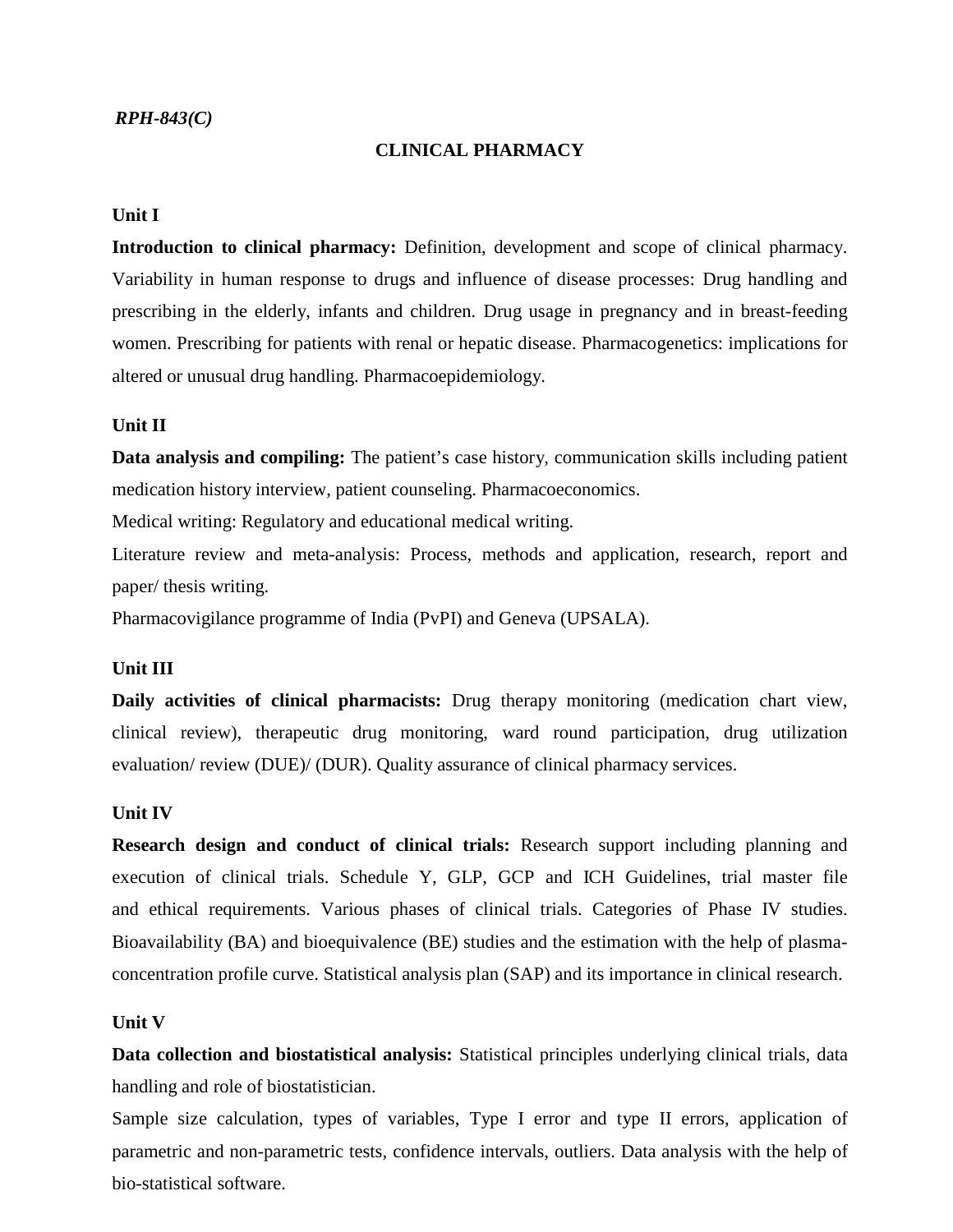*RPH-843(C)*

# CLINICAL PHARMACY

### Unit I

**Introduction to clinical pharmacy:** Definition, development and scope of clinical pharmacy. Variability in human response to drugs and influence of disease processes: Drug handling and prescribing in the elderly, infants and children. Drug usage in pregnancy and in breast-feeding women. Prescribing for patients with renal or hepatic disease. Pharmacogenetics: implications for altered or unusual drug handling. Pharmacoepidemiology.

### Unit II

**Data analysis and compiling:** The patient's case history, communication skills including patient medication history interview, patient counseling. Pharmacoeconomics.

Medical writing: Regulatory and educational medical writing.

Literature review and meta-analysis: Process, methods and application, research, report and paper/ thesis writing.

Pharmacovigilance programme of India (PvPI) and Geneva (UPSALA).

### Unit III

**Daily activities of clinical pharmacists:** Drug therapy monitoring (medication chart view, clinical review), therapeutic drug monitoring, ward round participation, drug utilization evaluation/ review (DUE)/ (DUR). Quality assurance of clinical pharmacy services.

### Unit IV

**Research design and conduct of clinical trials:** Research support including planning and execution of clinical trials. Schedule Y, GLP, GCP and ICH Guidelines, trial master file and ethical requirements. Various phases of clinical trials. Categories of Phase IV studies. Bioavailability (BA) and bioequivalence (BE) studies and the estimation with the help of plasma-concentration profile curve. Statistical analysis plan (SAP) and its importance in clinical research.

### Unit V

**Data collection and biostatistical analysis:** Statistical principles underlying clinical trials, data handling and role of biostatistician.

Sample size calculation, types of variables, Type I error and type II errors, application of parametric and non-parametric tests, confidence intervals, outliers. Data analysis with the help of bio-statistical software.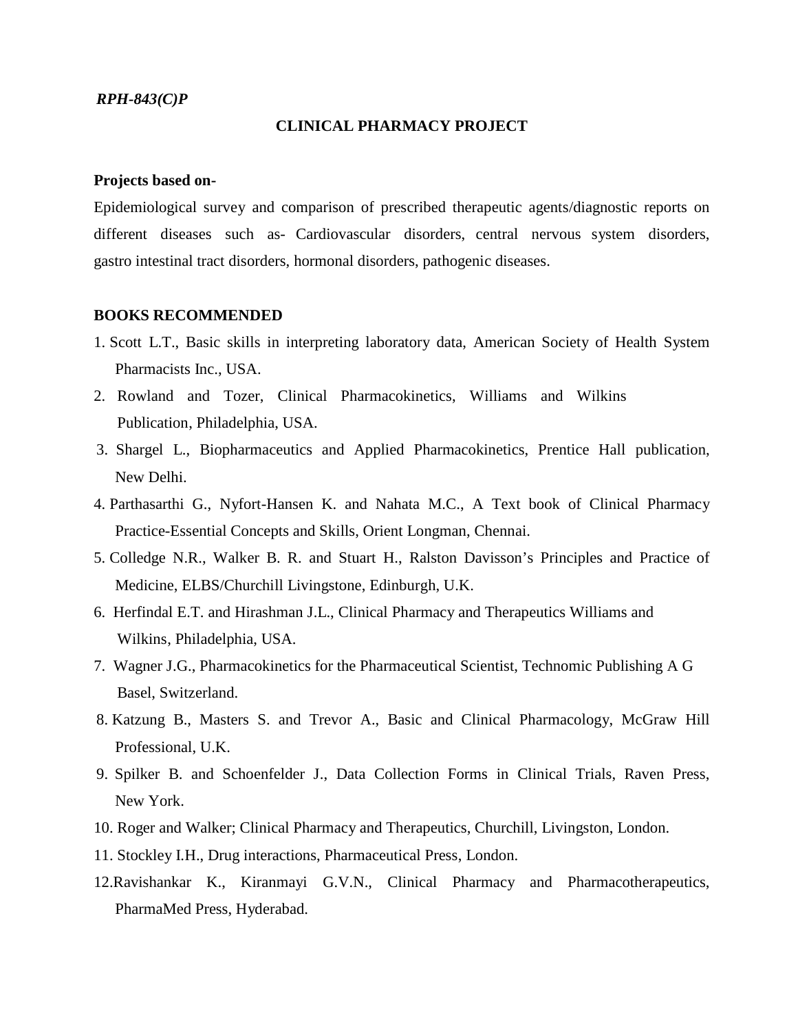*RPH-843(C)P*

## CLINICAL PHARMACY PROJECT

**Projects based on-**

Epidemiological survey and comparison of prescribed therapeutic agents/diagnostic reports on different diseases such as- Cardiovascular disorders, central nervous system disorders, gastro intestinal tract disorders, hormonal disorders, pathogenic diseases.

**BOOKS RECOMMENDED**

1. Scott L.T., Basic skills in interpreting laboratory data, American Society of Health System Pharmacists Inc., USA.
2. Rowland and Tozer, Clinical Pharmacokinetics, Williams and Wilkins Publication, Philadelphia, USA.
3. Shargel L., Biopharmaceutics and Applied Pharmacokinetics, Prentice Hall publication, New Delhi.
4. Parthasarthi G., Nyfort-Hansen K. and Nahata M.C., A Text book of Clinical Pharmacy Practice-Essential Concepts and Skills, Orient Longman, Chennai.
5. Colledge N.R., Walker B. R. and Stuart H., Ralston Davisson's Principles and Practice of Medicine, ELBS/Churchill Livingstone, Edinburgh, U.K.
6. Herfindal E.T. and Hirashman J.L., Clinical Pharmacy and Therapeutics Williams and Wilkins, Philadelphia, USA.
7. Wagner J.G., Pharmacokinetics for the Pharmaceutical Scientist, Technomic Publishing A G Basel, Switzerland.
8. Katzung B., Masters S. and Trevor A., Basic and Clinical Pharmacology, McGraw Hill Professional, U.K.
9. Spilker B. and Schoenfelder J., Data Collection Forms in Clinical Trials, Raven Press, New York.
10. Roger and Walker; Clinical Pharmacy and Therapeutics, Churchill, Livingston, London.
11. Stockley I.H., Drug interactions, Pharmaceutical Press, London.
12. Ravishankar K., Kiranmayi G.V.N., Clinical Pharmacy and Pharmacotherapeutics, PharmaMed Press, Hyderabad.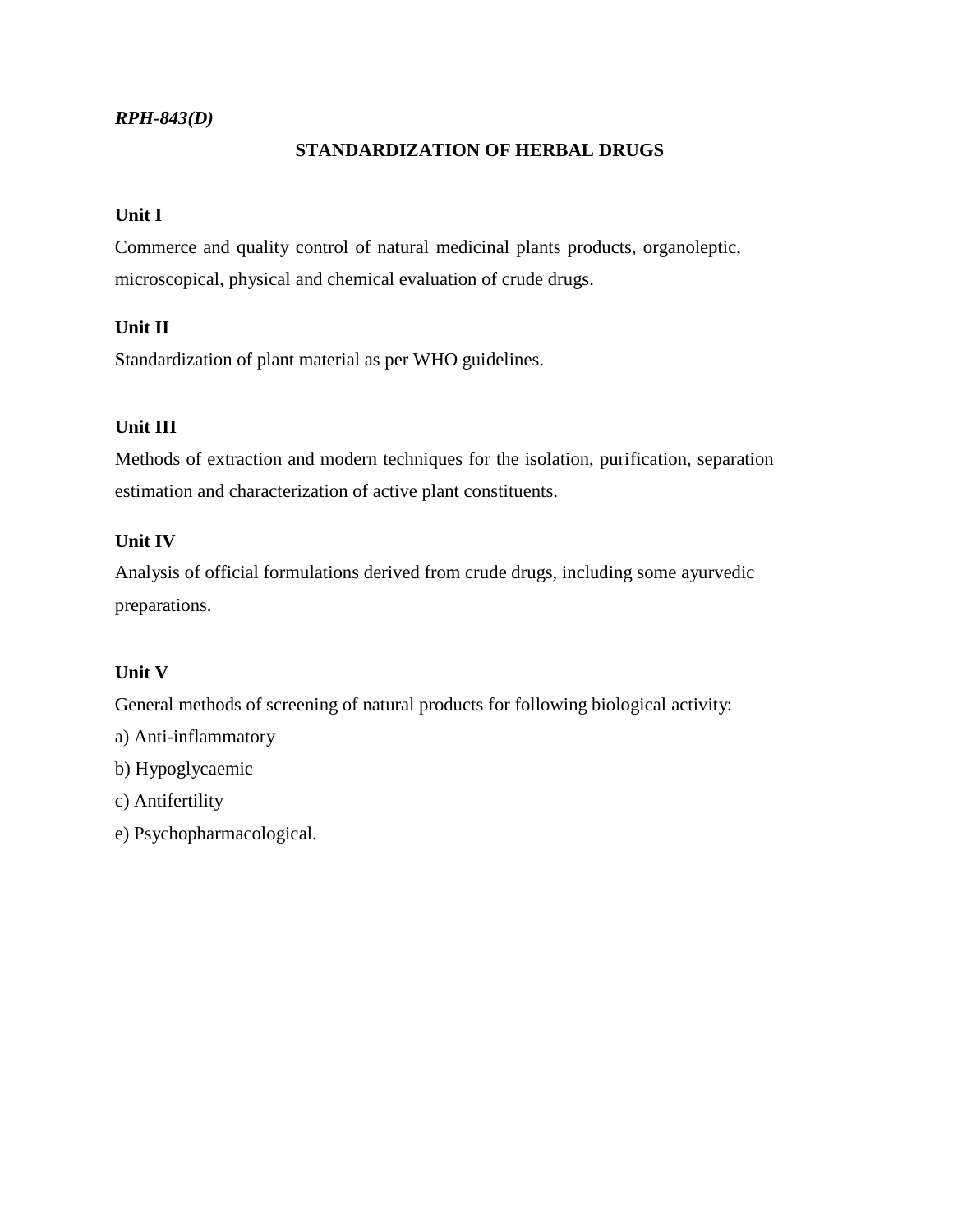*RPH-843(D)*

## STANDARDIZATION OF HERBAL DRUGS

**Unit I**

Commerce and quality control of natural medicinal plants products, organoleptic, microscopical, physical and chemical evaluation of crude drugs.

**Unit II**

Standardization of plant material as per WHO guidelines.

**Unit III**

Methods of extraction and modern techniques for the isolation, purification, separation estimation and characterization of active plant constituents.

**Unit IV**

Analysis of official formulations derived from crude drugs, including some ayurvedic preparations.

**Unit V**

General methods of screening of natural products for following biological activity:

a) Anti-inflammatory

b) Hypoglycaemic

c) Antifertility

e) Psychopharmacological.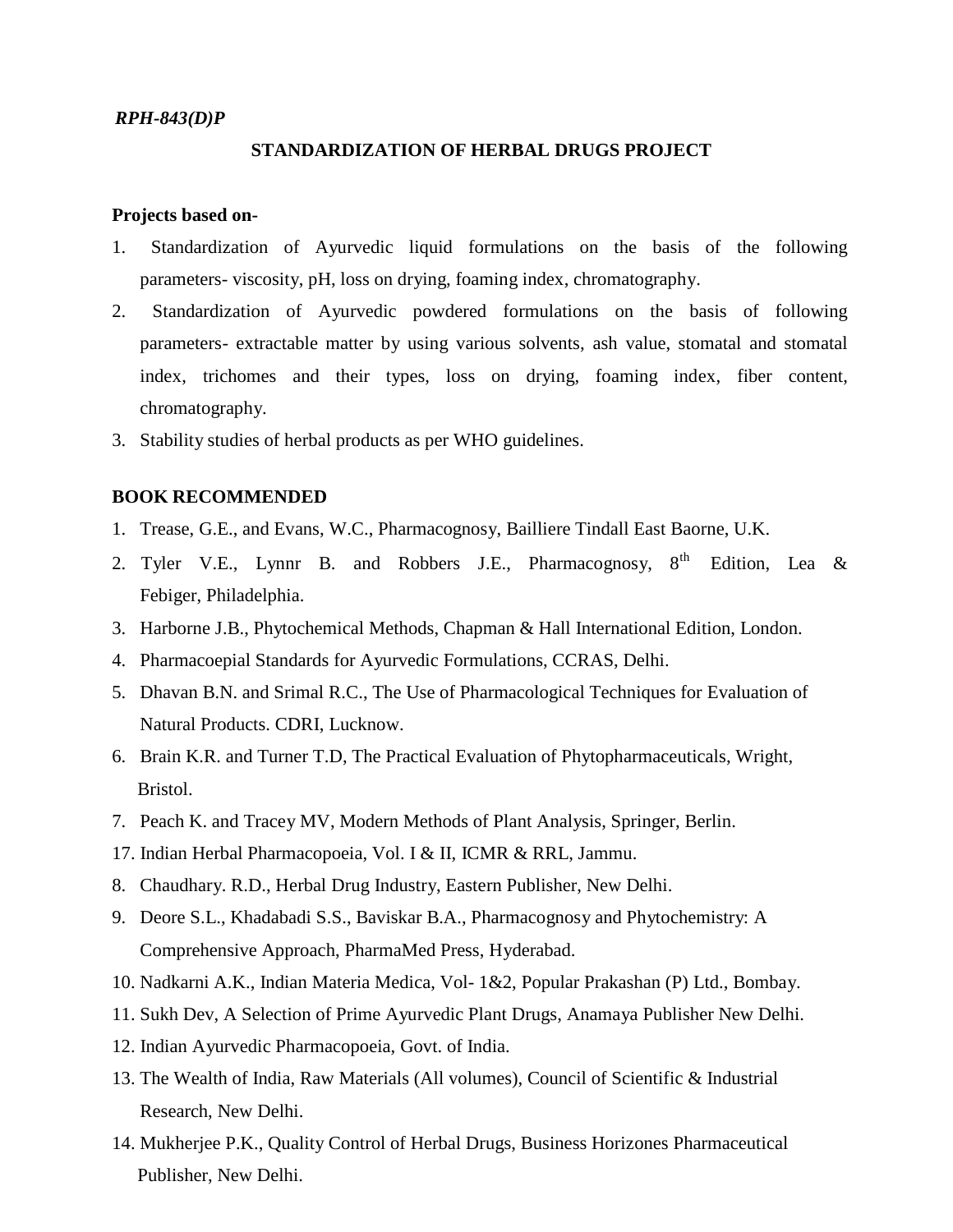*RPH-843(D)P*

## STANDARDIZATION OF HERBAL DRUGS PROJECT

**Projects based on-**

1. Standardization of Ayurvedic liquid formulations on the basis of the following parameters- viscosity, pH, loss on drying, foaming index, chromatography.
2. Standardization of Ayurvedic powdered formulations on the basis of following parameters- extractable matter by using various solvents, ash value, stomatal and stomatal index, trichomes and their types, loss on drying, foaming index, fiber content, chromatography.
3. Stability studies of herbal products as per WHO guidelines.

**BOOK RECOMMENDED**

1. Trease, G.E., and Evans, W.C., Pharmacognosy, Bailliere Tindall East Baorne, U.K.
2. Tyler V.E., Lynnr B. and Robbers J.E., Pharmacognosy, 8th Edition, Lea & Febiger, Philadelphia.
3. Harborne J.B., Phytochemical Methods, Chapman & Hall International Edition, London.
4. Pharmacoepial Standards for Ayurvedic Formulations, CCRAS, Delhi.
5. Dhavan B.N. and Srimal R.C., The Use of Pharmacological Techniques for Evaluation of Natural Products. CDRI, Lucknow.
6. Brain K.R. and Turner T.D, The Practical Evaluation of Phytopharmaceuticals, Wright, Bristol.
7. Peach K. and Tracey MV, Modern Methods of Plant Analysis, Springer, Berlin.

17. Indian Herbal Pharmacopoeia, Vol. I & II, ICMR & RRL, Jammu.

8. Chaudhary. R.D., Herbal Drug Industry, Eastern Publisher, New Delhi.
9. Deore S.L., Khadabadi S.S., Baviskar B.A., Pharmacognosy and Phytochemistry: A Comprehensive Approach, PharmaMed Press, Hyderabad.
10. Nadkarni A.K., Indian Materia Medica, Vol- 1&2, Popular Prakashan (P) Ltd., Bombay.
11. Sukh Dev, A Selection of Prime Ayurvedic Plant Drugs, Anamaya Publisher New Delhi.
12. Indian Ayurvedic Pharmacopoeia, Govt. of India.
13. The Wealth of India, Raw Materials (All volumes), Council of Scientific & Industrial Research, New Delhi.
14. Mukherjee P.K., Quality Control of Herbal Drugs, Business Horizones Pharmaceutical Publisher, New Delhi.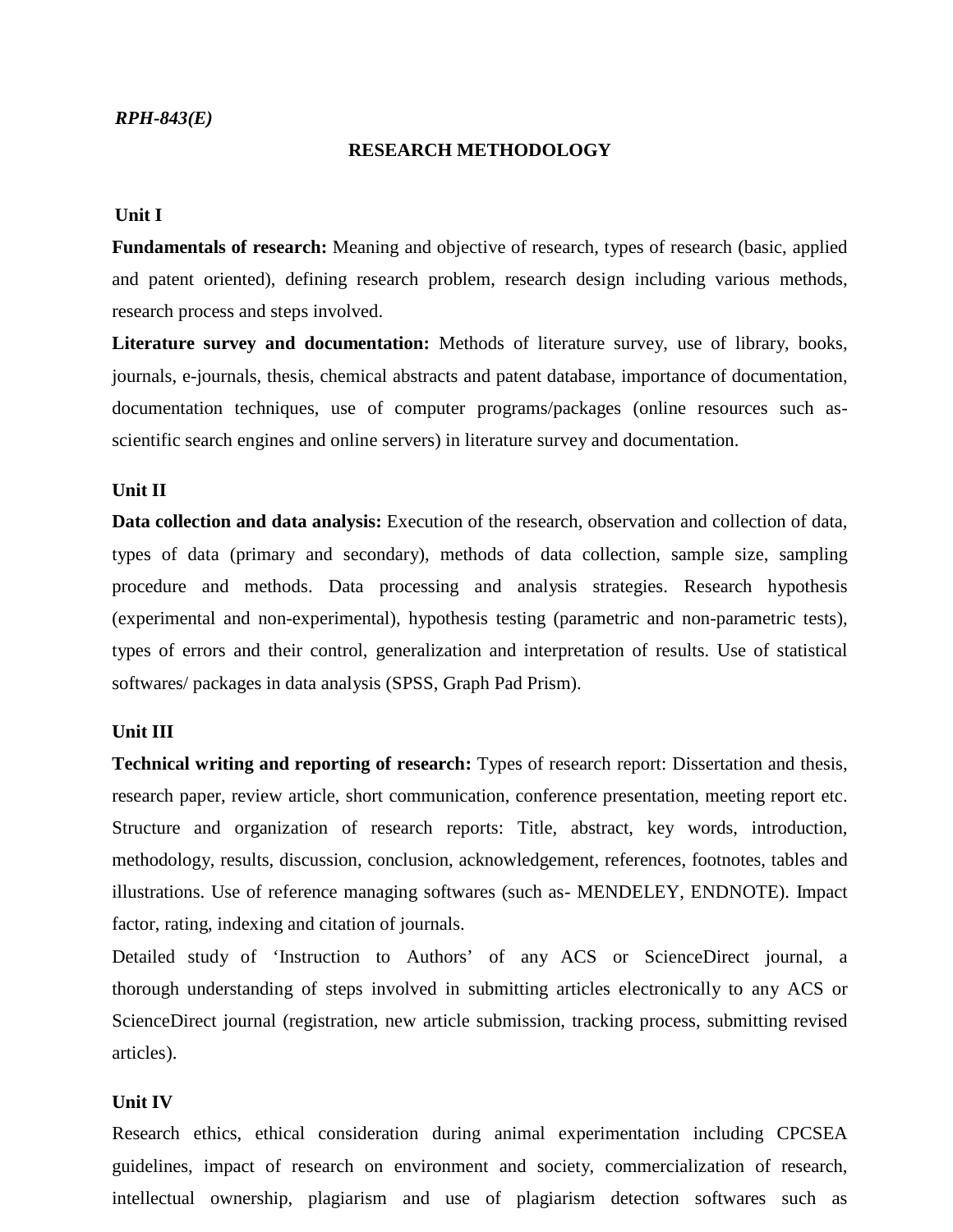*RPH-843(E)*

## RESEARCH METHODOLOGY

### Unit I

**Fundamentals of research:** Meaning and objective of research, types of research (basic, applied and patent oriented), defining research problem, research design including various methods, research process and steps involved.

**Literature survey and documentation:** Methods of literature survey, use of library, books, journals, e-journals, thesis, chemical abstracts and patent database, importance of documentation, documentation techniques, use of computer programs/packages (online resources such as-scientific search engines and online servers) in literature survey and documentation.

### Unit II

**Data collection and data analysis:** Execution of the research, observation and collection of data, types of data (primary and secondary), methods of data collection, sample size, sampling procedure and methods. Data processing and analysis strategies. Research hypothesis (experimental and non-experimental), hypothesis testing (parametric and non-parametric tests), types of errors and their control, generalization and interpretation of results. Use of statistical softwares/ packages in data analysis (SPSS, Graph Pad Prism).

### Unit III

**Technical writing and reporting of research:** Types of research report: Dissertation and thesis, research paper, review article, short communication, conference presentation, meeting report etc. Structure and organization of research reports: Title, abstract, key words, introduction, methodology, results, discussion, conclusion, acknowledgement, references, footnotes, tables and illustrations. Use of reference managing softwares (such as- MENDELEY, ENDNOTE). Impact factor, rating, indexing and citation of journals.

Detailed study of 'Instruction to Authors' of any ACS or ScienceDirect journal, a thorough understanding of steps involved in submitting articles electronically to any ACS or ScienceDirect journal (registration, new article submission, tracking process, submitting revised articles).

### Unit IV

Research ethics, ethical consideration during animal experimentation including CPCSEA guidelines, impact of research on environment and society, commercialization of research, intellectual ownership, plagiarism and use of plagiarism detection softwares such as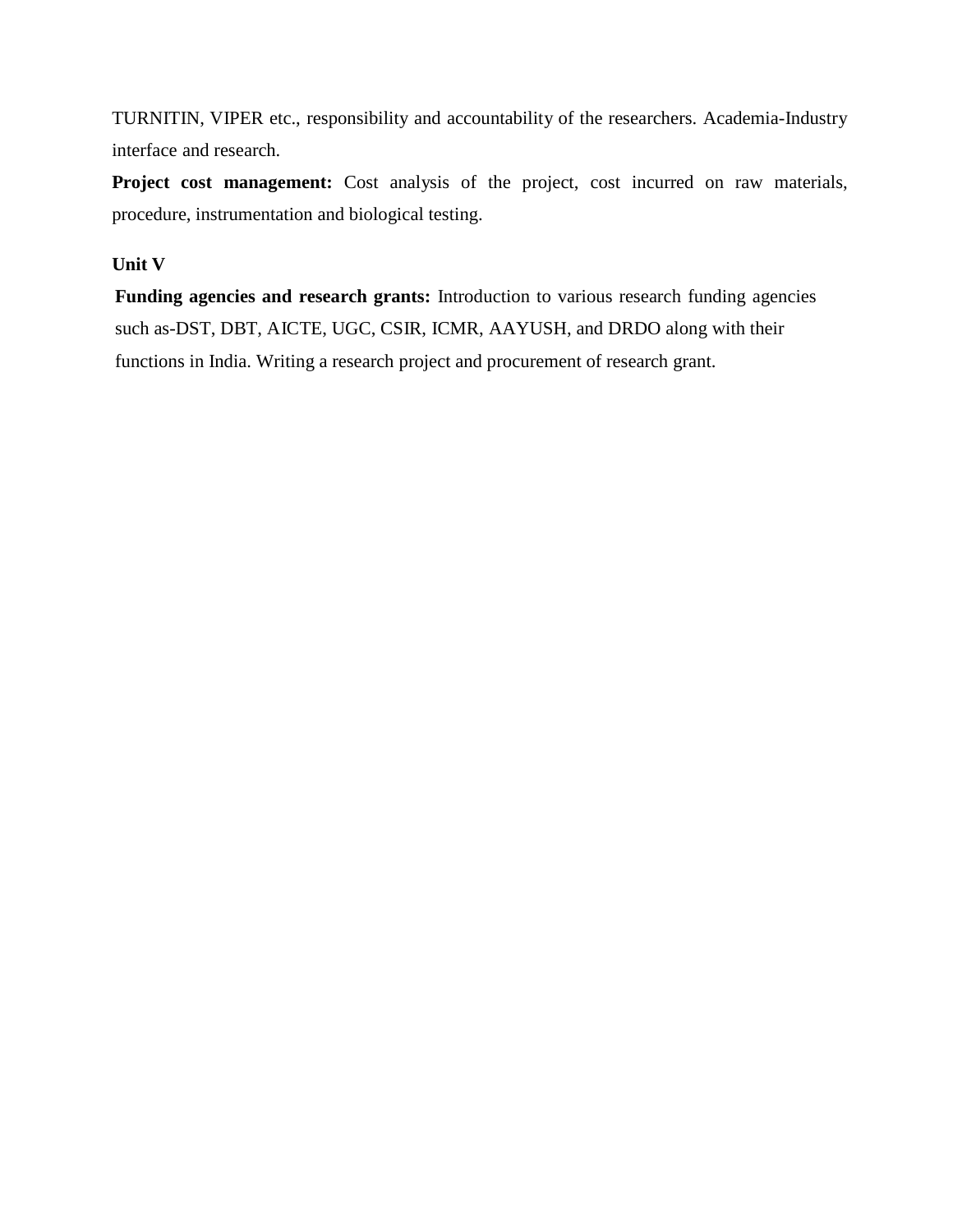TURNITIN, VIPER etc., responsibility and accountability of the researchers. Academia-Industry interface and research.

**Project cost management:** Cost analysis of the project, cost incurred on raw materials, procedure, instrumentation and biological testing.

**Unit V**

**Funding agencies and research grants:** Introduction to various research funding agencies such as-DST, DBT, AICTE, UGC, CSIR, ICMR, AAYUSH, and DRDO along with their functions in India. Writing a research project and procurement of research grant.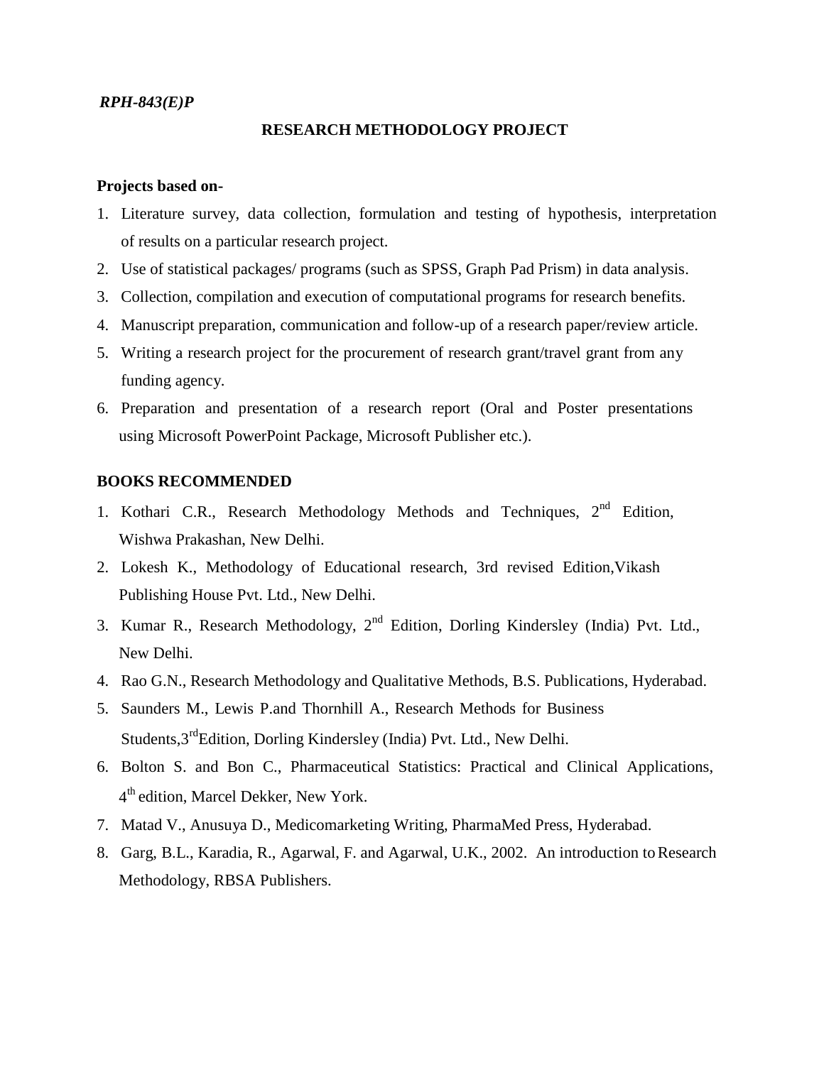*RPH-843(E)P*

## RESEARCH METHODOLOGY PROJECT

**Projects based on-**

1. Literature survey, data collection, formulation and testing of hypothesis, interpretation of results on a particular research project.
2. Use of statistical packages/ programs (such as SPSS, Graph Pad Prism) in data analysis.
3. Collection, compilation and execution of computational programs for research benefits.
4. Manuscript preparation, communication and follow-up of a research paper/review article.
5. Writing a research project for the procurement of research grant/travel grant from any funding agency.
6. Preparation and presentation of a research report (Oral and Poster presentations using Microsoft PowerPoint Package, Microsoft Publisher etc.).

**BOOKS RECOMMENDED**

1. Kothari C.R., Research Methodology Methods and Techniques, 2nd Edition, Wishwa Prakashan, New Delhi.
2. Lokesh K., Methodology of Educational research, 3rd revised Edition,Vikash Publishing House Pvt. Ltd., New Delhi.
3. Kumar R., Research Methodology, 2nd Edition, Dorling Kindersley (India) Pvt. Ltd., New Delhi.
4. Rao G.N., Research Methodology and Qualitative Methods, B.S. Publications, Hyderabad.
5. Saunders M., Lewis P.and Thornhill A., Research Methods for Business Students,3rdEdition, Dorling Kindersley (India) Pvt. Ltd., New Delhi.
6. Bolton S. and Bon C., Pharmaceutical Statistics: Practical and Clinical Applications, 4th edition, Marcel Dekker, New York.
7. Matad V., Anusuya D., Medicomarketing Writing, PharmaMed Press, Hyderabad.
8. Garg, B.L., Karadia, R., Agarwal, F. and Agarwal, U.K., 2002. An introduction to Research Methodology, RBSA Publishers.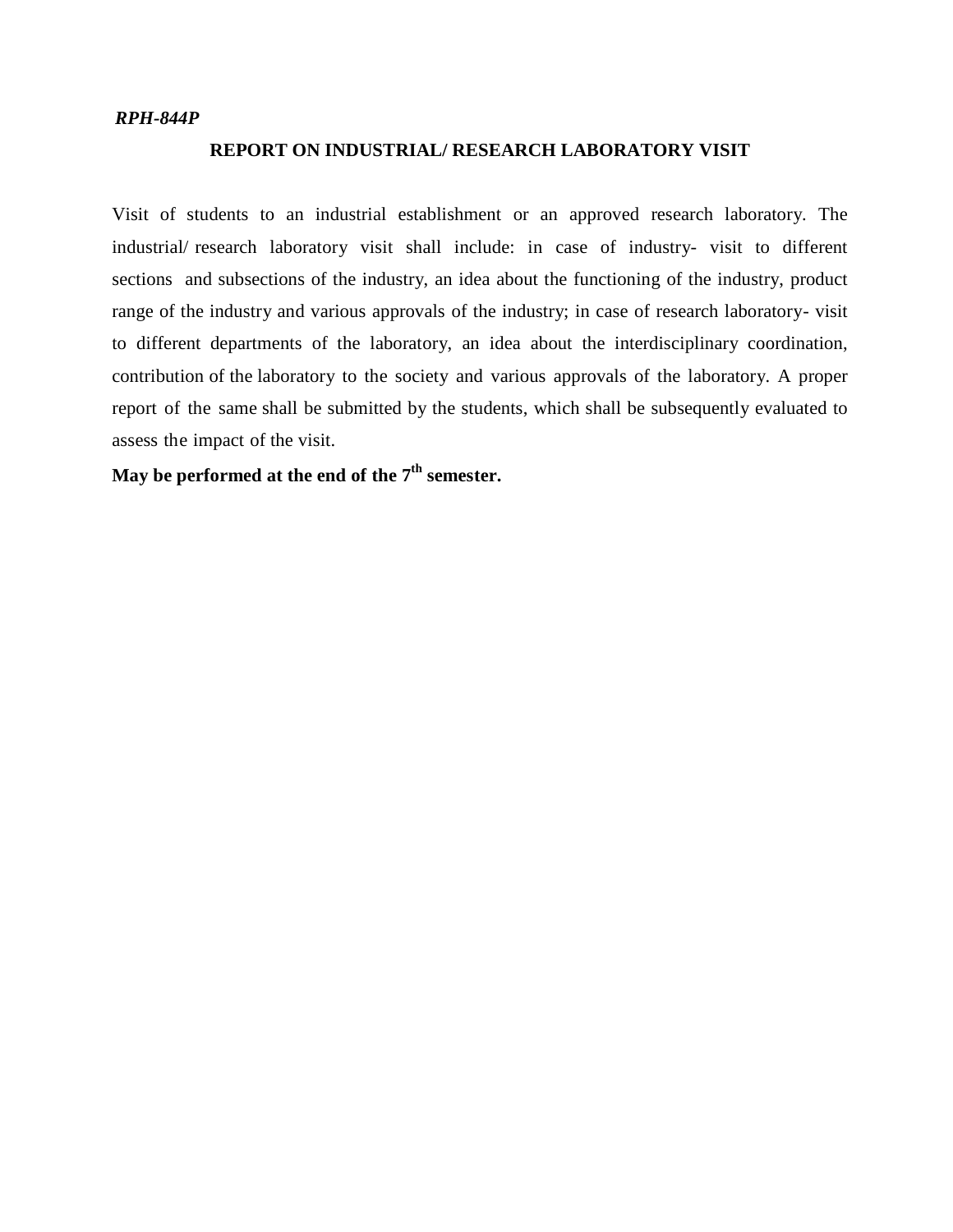***RPH-844P***

## REPORT ON INDUSTRIAL/ RESEARCH LABORATORY VISIT

Visit of students to an industrial establishment or an approved research laboratory. The industrial/ research laboratory visit shall include: in case of industry- visit to different sections and subsections of the industry, an idea about the functioning of the industry, product range of the industry and various approvals of the industry; in case of research laboratory- visit to different departments of the laboratory, an idea about the interdisciplinary coordination, contribution of the laboratory to the society and various approvals of the laboratory. A proper report of the same shall be submitted by the students, which shall be subsequently evaluated to assess the impact of the visit.

**May be performed at the end of the $7^{th}$ semester.**